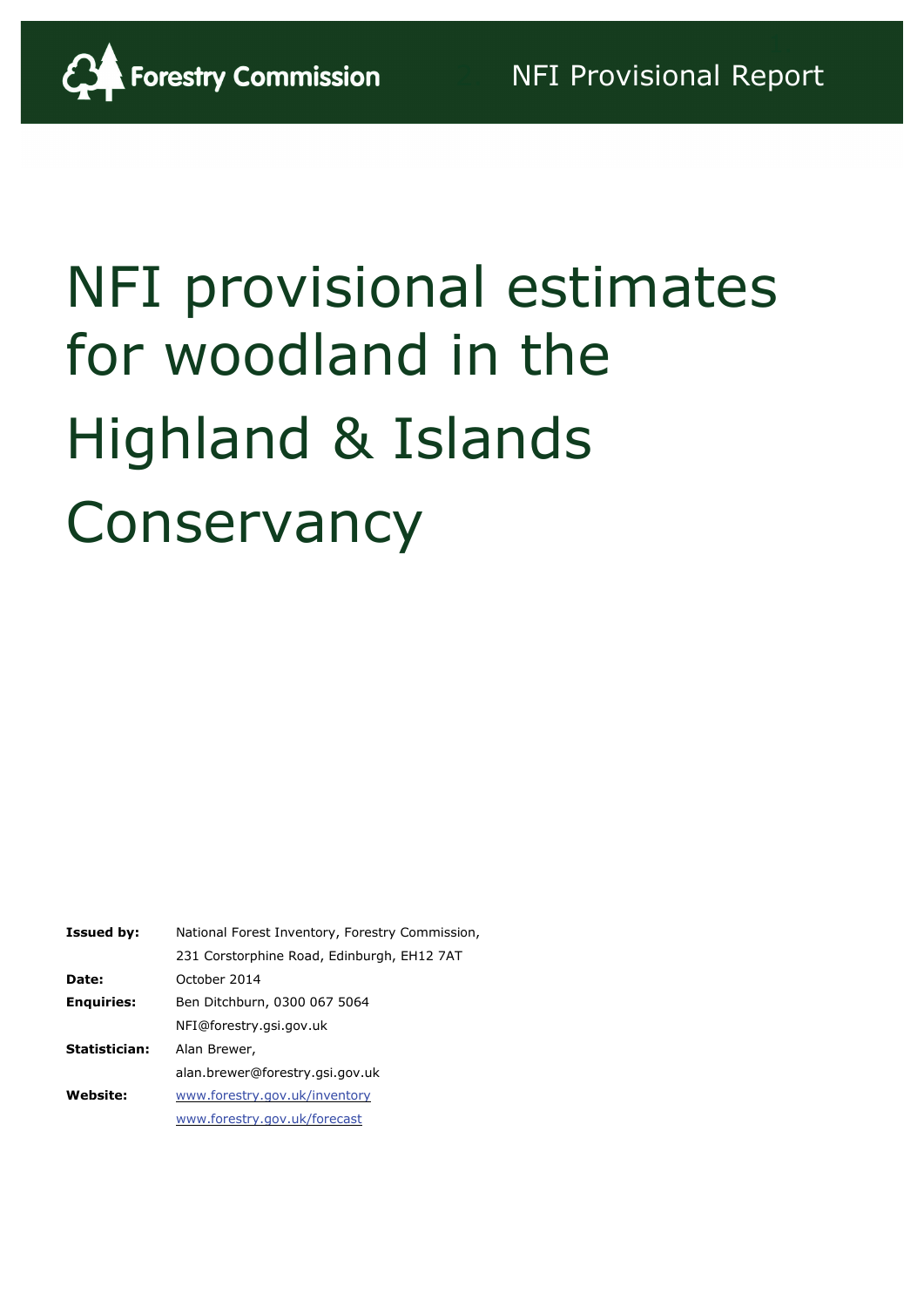Forestry Commission

NFI Provisional Report

# NFI provisional estimates for woodland in the Highland & Islands Conservancy

| | |
|---|---|
| **Issued by:** | National Forest Inventory, Forestry Commission, 231 Corstorphine Road, Edinburgh, EH12 7AT |
| **Date:** | October 2014 |
| **Enquiries:** | Ben Ditchburn, 0300 067 5064 NFI@forestry.gsi.gov.uk |
| **Statistician:** | Alan Brewer, alan.brewer@forestry.gsi.gov.uk |
| **Website:** | www.forestry.gov.uk/inventory www.forestry.gov.uk/forecast |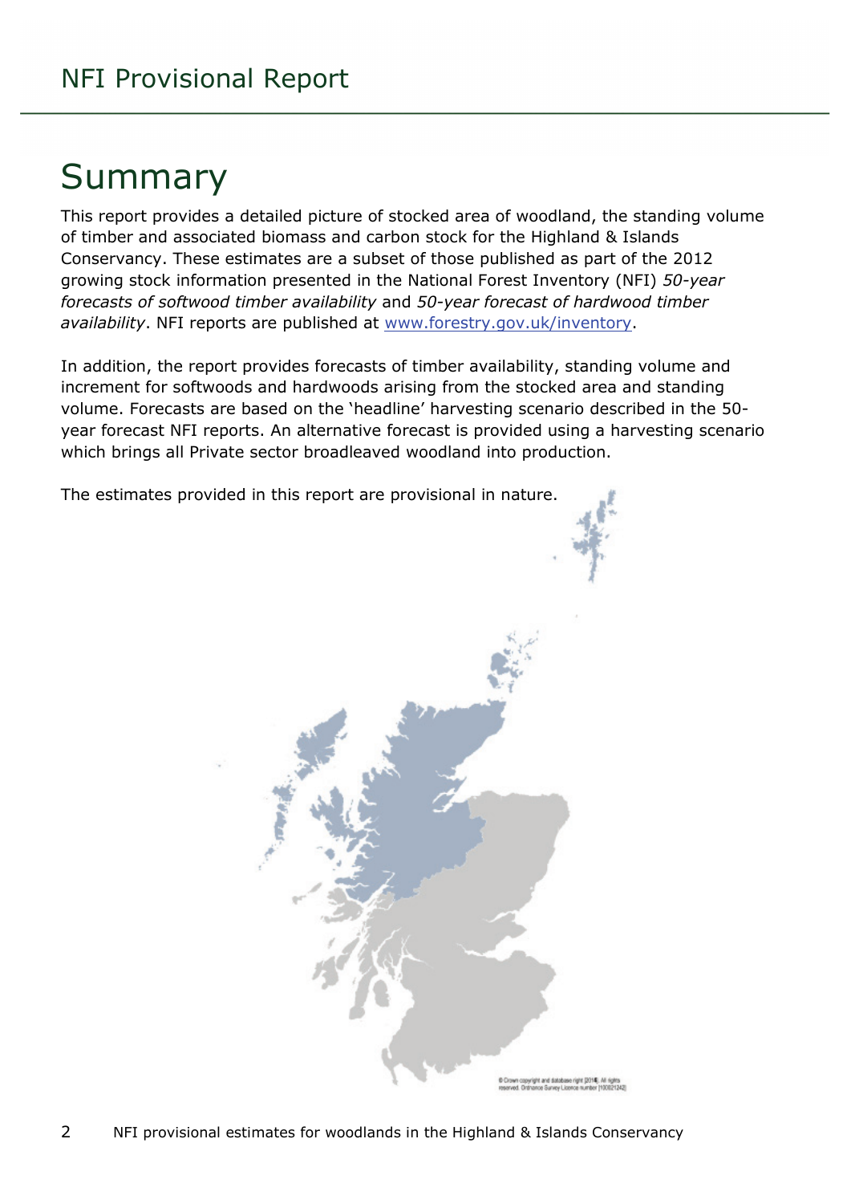# Summary

This report provides a detailed picture of stocked area of woodland, the standing volume of timber and associated biomass and carbon stock for the Highland & Islands Conservancy. These estimates are a subset of those published as part of the 2012 growing stock information presented in the National Forest Inventory (NFI) *50-year forecasts of softwood timber availability* and *50-year forecast of hardwood timber availability*. NFI reports are published at [www.forestry.gov.uk/inventory](http://www.forestry.gov.uk/inventory).

In addition, the report provides forecasts of timber availability, standing volume and increment for softwoods and hardwoods arising from the stocked area and standing volume. Forecasts are based on the 'headline' harvesting scenario described in the 50-year forecast NFI reports. An alternative forecast is provided using a harvesting scenario which brings all Private sector broadleaved woodland into production.

The estimates provided in this report are provisional in nature.

© Crown copyright and database right [2014]. All rights reserved. Ordnance Survey Licence number [100021242]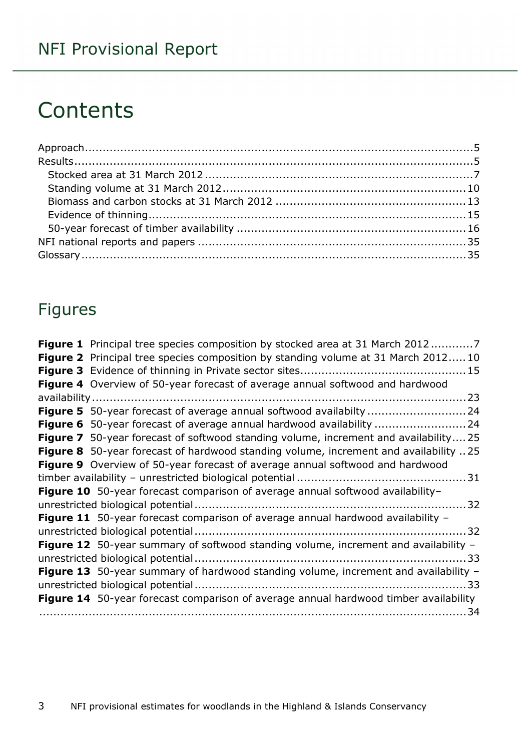# Contents

Approach....5
Results....5
- Stocked area at 31 March 2012....7
- Standing volume at 31 March 2012....10
- Biomass and carbon stocks at 31 March 2012....13
- Evidence of thinning....15
- 50-year forecast of timber availability....16

NFI national reports and papers....35
Glossary....35

## Figures

**Figure 1** Principal tree species composition by stocked area at 31 March 2012....7
**Figure 2** Principal tree species composition by standing volume at 31 March 2012....10
**Figure 3** Evidence of thinning in Private sector sites....15
**Figure 4** Overview of 50-year forecast of average annual softwood and hardwood availability....23
**Figure 5** 50-year forecast of average annual softwood availabilty....24
**Figure 6** 50-year forecast of average annual hardwood availability....24
**Figure 7** 50-year forecast of softwood standing volume, increment and availability....25
**Figure 8** 50-year forecast of hardwood standing volume, increment and availability....25
**Figure 9** Overview of 50-year forecast of average annual softwood and hardwood timber availability – unrestricted biological potential....31
**Figure 10** 50-year forecast comparison of average annual softwood availability– unrestricted biological potential....32
**Figure 11** 50-year forecast comparison of average annual hardwood availability – unrestricted biological potential....32
**Figure 12** 50-year summary of softwood standing volume, increment and availability – unrestricted biological potential....33
**Figure 13** 50-year summary of hardwood standing volume, increment and availability – unrestricted biological potential....33
**Figure 14** 50-year forecast comparison of average annual hardwood timber availability....34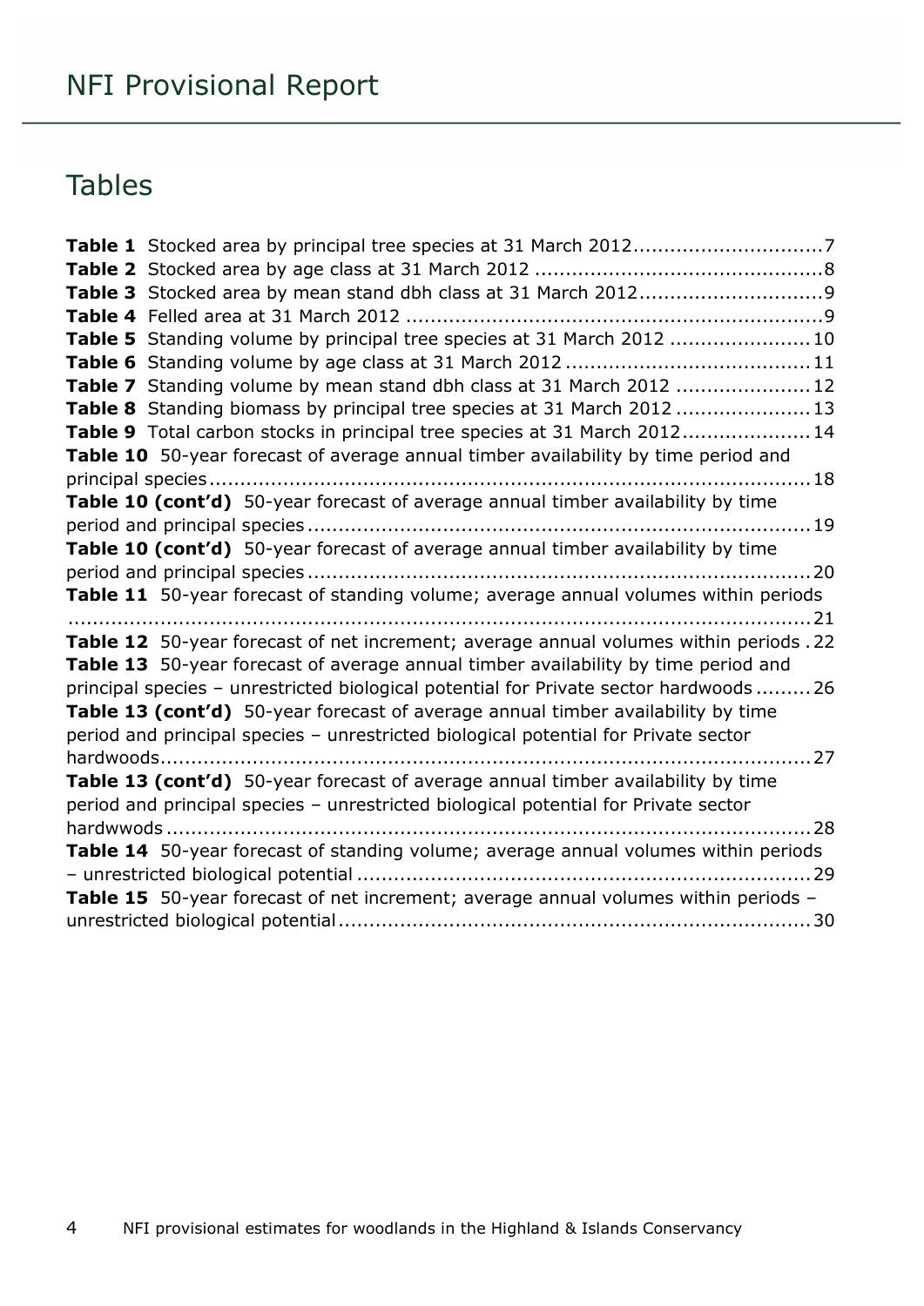# Tables

**Table 1** Stocked area by principal tree species at 31 March 2012 ..............................7
**Table 2** Stocked area by age class at 31 March 2012 ..............................................8
**Table 3** Stocked area by mean stand dbh class at 31 March 2012.............................9
**Table 4** Felled area at 31 March 2012 ....................................................................9
**Table 5** Standing volume by principal tree species at 31 March 2012 ......................10
**Table 6** Standing volume by age class at 31 March 2012 ........................................11
**Table 7** Standing volume by mean stand dbh class at 31 March 2012 ......................12
**Table 8** Standing biomass by principal tree species at 31 March 2012 ......................13
**Table 9** Total carbon stocks in principal tree species at 31 March 2012.....................14
**Table 10** 50-year forecast of average annual timber availability by time period and principal species ..................................................................................................18
**Table 10 (cont'd)** 50-year forecast of average annual timber availability by time period and principal species ..................................................................................19
**Table 10 (cont'd)** 50-year forecast of average annual timber availability by time period and principal species ..................................................................................20
**Table 11** 50-year forecast of standing volume; average annual volumes within periods ........................................................................................................................21
**Table 12** 50-year forecast of net increment; average annual volumes within periods .22
**Table 13** 50-year forecast of average annual timber availability by time period and principal species – unrestricted biological potential for Private sector hardwoods .........26
**Table 13 (cont'd)** 50-year forecast of average annual timber availability by time period and principal species – unrestricted biological potential for Private sector hardwoods..........................................................................................................27
**Table 13 (cont'd)** 50-year forecast of average annual timber availability by time period and principal species – unrestricted biological potential for Private sector hardwwods .........................................................................................................28
**Table 14** 50-year forecast of standing volume; average annual volumes within periods – unrestricted biological potential .........................................................................29
**Table 15** 50-year forecast of net increment; average annual volumes within periods – unrestricted biological potential............................................................................30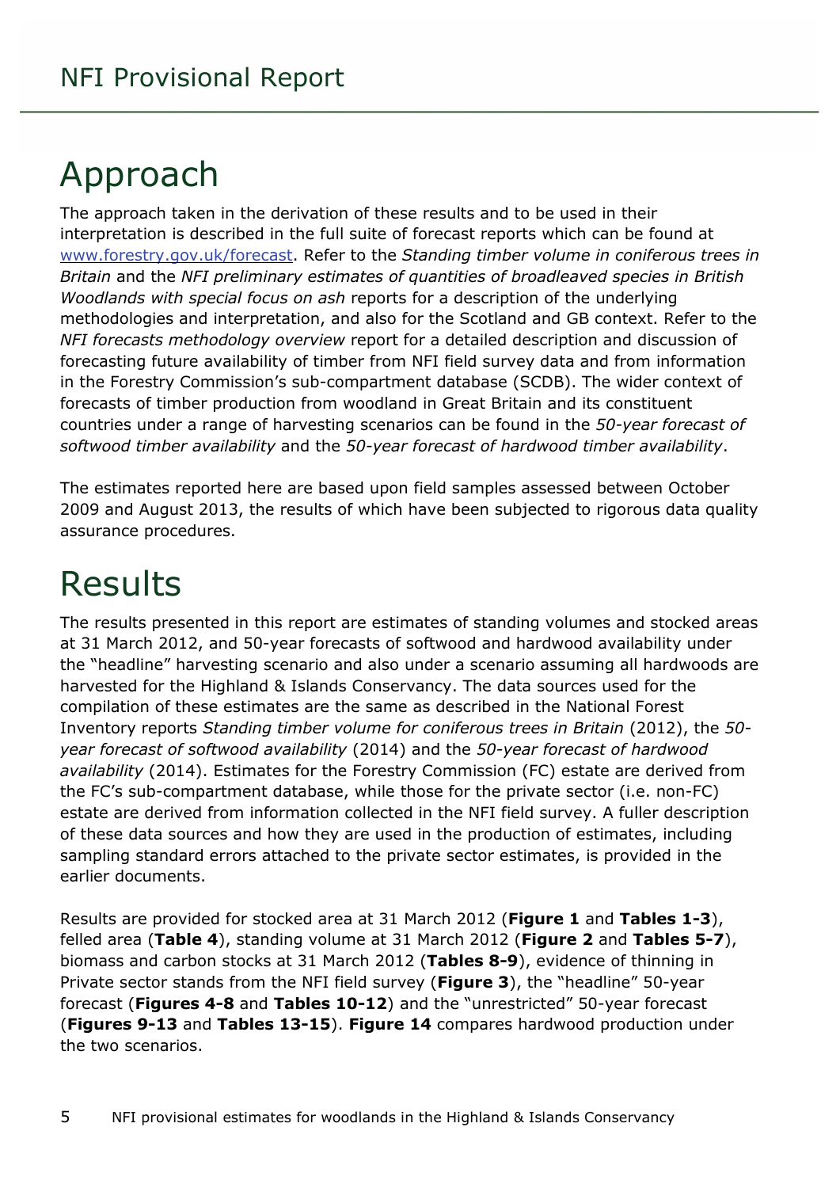# Approach

The approach taken in the derivation of these results and to be used in their interpretation is described in the full suite of forecast reports which can be found at [www.forestry.gov.uk/forecast](www.forestry.gov.uk/forecast). Refer to the *Standing timber volume in coniferous trees in Britain* and the *NFI preliminary estimates of quantities of broadleaved species in British Woodlands with special focus on ash* reports for a description of the underlying methodologies and interpretation, and also for the Scotland and GB context. Refer to the *NFI forecasts methodology overview* report for a detailed description and discussion of forecasting future availability of timber from NFI field survey data and from information in the Forestry Commission's sub-compartment database (SCDB). The wider context of forecasts of timber production from woodland in Great Britain and its constituent countries under a range of harvesting scenarios can be found in the *50-year forecast of softwood timber availability* and the *50-year forecast of hardwood timber availability*.

The estimates reported here are based upon field samples assessed between October 2009 and August 2013, the results of which have been subjected to rigorous data quality assurance procedures.

# Results

The results presented in this report are estimates of standing volumes and stocked areas at 31 March 2012, and 50-year forecasts of softwood and hardwood availability under the "headline" harvesting scenario and also under a scenario assuming all hardwoods are harvested for the Highland & Islands Conservancy. The data sources used for the compilation of these estimates are the same as described in the National Forest Inventory reports *Standing timber volume for coniferous trees in Britain* (2012), the *50-year forecast of softwood availability* (2014) and the *50-year forecast of hardwood availability* (2014). Estimates for the Forestry Commission (FC) estate are derived from the FC's sub-compartment database, while those for the private sector (i.e. non-FC) estate are derived from information collected in the NFI field survey. A fuller description of these data sources and how they are used in the production of estimates, including sampling standard errors attached to the private sector estimates, is provided in the earlier documents.

Results are provided for stocked area at 31 March 2012 (**Figure 1** and **Tables 1-3**), felled area (**Table 4**), standing volume at 31 March 2012 (**Figure 2** and **Tables 5-7**), biomass and carbon stocks at 31 March 2012 (**Tables 8-9**), evidence of thinning in Private sector stands from the NFI field survey (**Figure 3**), the "headline" 50-year forecast (**Figures 4-8** and **Tables 10-12**) and the "unrestricted" 50-year forecast (**Figures 9-13** and **Tables 13-15**). **Figure 14** compares hardwood production under the two scenarios.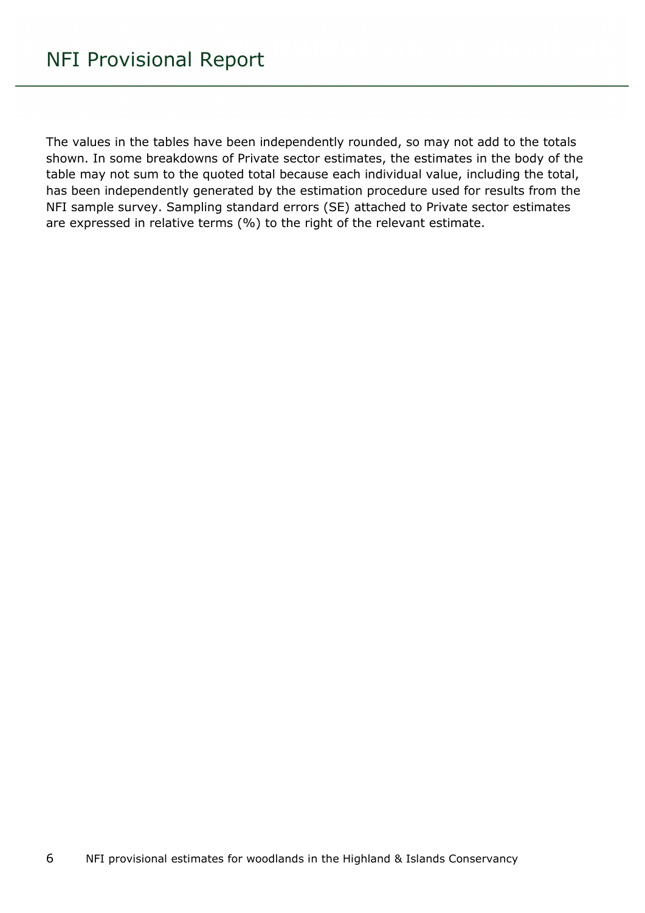The values in the tables have been independently rounded, so may not add to the totals shown. In some breakdowns of Private sector estimates, the estimates in the body of the table may not sum to the quoted total because each individual value, including the total, has been independently generated by the estimation procedure used for results from the NFI sample survey. Sampling standard errors (SE) attached to Private sector estimates are expressed in relative terms (%) to the right of the relevant estimate.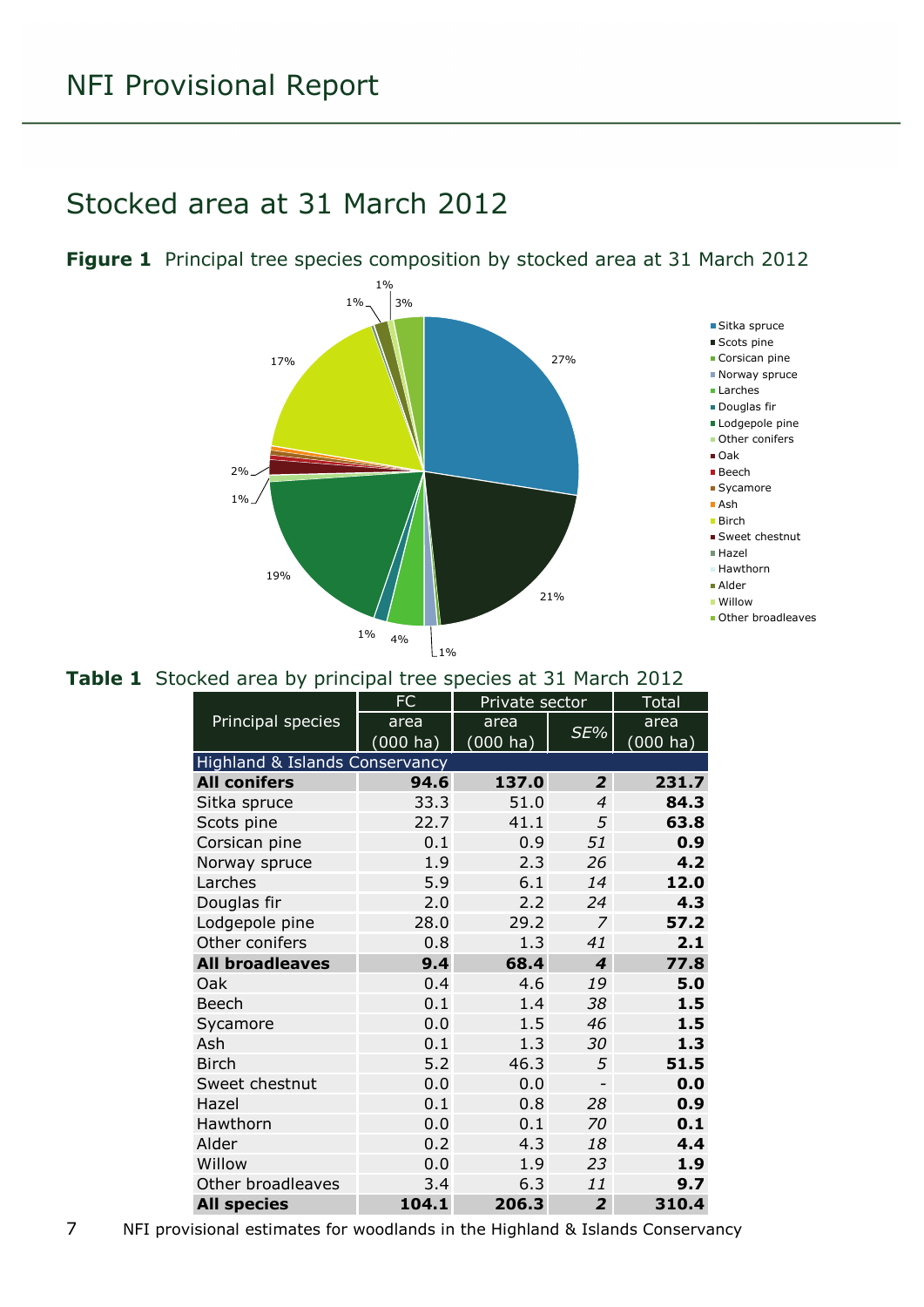# NFI Provisional Report

## Stocked area at 31 March 2012

**Figure 1** Principal tree species composition by stocked area at 31 March 2012

**Table 1** Stocked area by principal tree species at 31 March 2012

| Principal species | FC | Private sector | | Total |
|---|---|---|---|---|
| | area (000 ha) | area (000 ha) | *SE%* | area (000 ha) |
| Highland & Islands Conservancy | | | | |
| **All conifers** | **94.6** | **137.0** | ***2*** | **231.7** |
| Sitka spruce | 33.3 | 51.0 | *4* | **84.3** |
| Scots pine | 22.7 | 41.1 | *5* | **63.8** |
| Corsican pine | 0.1 | 0.9 | *51* | **0.9** |
| Norway spruce | 1.9 | 2.3 | *26* | **4.2** |
| Larches | 5.9 | 6.1 | *14* | **12.0** |
| Douglas fir | 2.0 | 2.2 | *24* | **4.3** |
| Lodgepole pine | 28.0 | 29.2 | *7* | **57.2** |
| Other conifers | 0.8 | 1.3 | *41* | **2.1** |
| **All broadleaves** | **9.4** | **68.4** | ***4*** | **77.8** |
| Oak | 0.4 | 4.6 | *19* | **5.0** |
| Beech | 0.1 | 1.4 | *38* | **1.5** |
| Sycamore | 0.0 | 1.5 | *46* | **1.5** |
| Ash | 0.1 | 1.3 | *30* | **1.3** |
| Birch | 5.2 | 46.3 | *5* | **51.5** |
| Sweet chestnut | 0.0 | 0.0 | - | **0.0** |
| Hazel | 0.1 | 0.8 | *28* | **0.9** |
| Hawthorn | 0.0 | 0.1 | *70* | **0.1** |
| Alder | 0.2 | 4.3 | *18* | **4.4** |
| Willow | 0.0 | 1.9 | *23* | **1.9** |
| Other broadleaves | 3.4 | 6.3 | *11* | **9.7** |
| **All species** | **104.1** | **206.3** | ***2*** | **310.4** |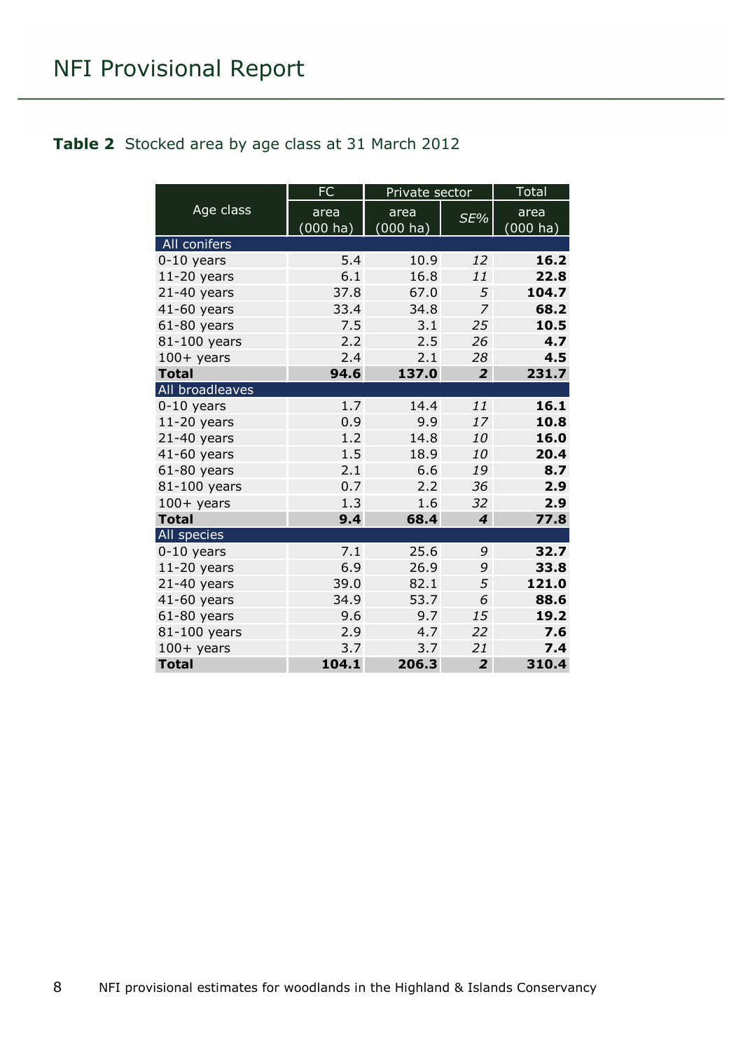**Table 2** Stocked area by age class at 31 March 2012

| Age class | FC | Private sector | | Total |
|---|---|---|---|---|
| | area (000 ha) | area (000 ha) | *SE%* | area (000 ha) |
| **All conifers** | | | | |
| 0-10 years | 5.4 | 10.9 | *12* | **16.2** |
| 11-20 years | 6.1 | 16.8 | *11* | **22.8** |
| 21-40 years | 37.8 | 67.0 | *5* | **104.7** |
| 41-60 years | 33.4 | 34.8 | *7* | **68.2** |
| 61-80 years | 7.5 | 3.1 | *25* | **10.5** |
| 81-100 years | 2.2 | 2.5 | *26* | **4.7** |
| 100+ years | 2.4 | 2.1 | *28* | **4.5** |
| **Total** | **94.6** | **137.0** | ***2*** | **231.7** |
| **All broadleaves** | | | | |
| 0-10 years | 1.7 | 14.4 | *11* | **16.1** |
| 11-20 years | 0.9 | 9.9 | *17* | **10.8** |
| 21-40 years | 1.2 | 14.8 | *10* | **16.0** |
| 41-60 years | 1.5 | 18.9 | *10* | **20.4** |
| 61-80 years | 2.1 | 6.6 | *19* | **8.7** |
| 81-100 years | 0.7 | 2.2 | *36* | **2.9** |
| 100+ years | 1.3 | 1.6 | *32* | **2.9** |
| **Total** | **9.4** | **68.4** | ***4*** | **77.8** |
| **All species** | | | | |
| 0-10 years | 7.1 | 25.6 | *9* | **32.7** |
| 11-20 years | 6.9 | 26.9 | *9* | **33.8** |
| 21-40 years | 39.0 | 82.1 | *5* | **121.0** |
| 41-60 years | 34.9 | 53.7 | *6* | **88.6** |
| 61-80 years | 9.6 | 9.7 | *15* | **19.2** |
| 81-100 years | 2.9 | 4.7 | *22* | **7.6** |
| 100+ years | 3.7 | 3.7 | *21* | **7.4** |
| **Total** | **104.1** | **206.3** | ***2*** | **310.4** |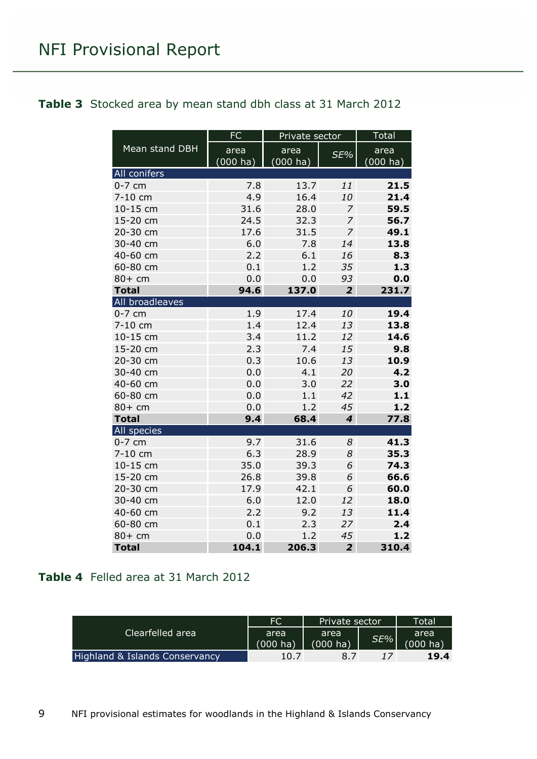**Table 3** Stocked area by mean stand dbh class at 31 March 2012

| Mean stand DBH | FC | Private sector | | Total |
|---|---|---|---|---|
| | area (000 ha) | area (000 ha) | *SE%* | area (000 ha) |
| **All conifers** | | | | |
| 0-7 cm | 7.8 | 13.7 | *11* | **21.5** |
| 7-10 cm | 4.9 | 16.4 | *10* | **21.4** |
| 10-15 cm | 31.6 | 28.0 | *7* | **59.5** |
| 15-20 cm | 24.5 | 32.3 | *7* | **56.7** |
| 20-30 cm | 17.6 | 31.5 | *7* | **49.1** |
| 30-40 cm | 6.0 | 7.8 | *14* | **13.8** |
| 40-60 cm | 2.2 | 6.1 | *16* | **8.3** |
| 60-80 cm | 0.1 | 1.2 | *35* | **1.3** |
| 80+ cm | 0.0 | 0.0 | *93* | **0.0** |
| **Total** | **94.6** | **137.0** | ***2*** | **231.7** |
| **All broadleaves** | | | | |
| 0-7 cm | 1.9 | 17.4 | *10* | **19.4** |
| 7-10 cm | 1.4 | 12.4 | *13* | **13.8** |
| 10-15 cm | 3.4 | 11.2 | *12* | **14.6** |
| 15-20 cm | 2.3 | 7.4 | *15* | **9.8** |
| 20-30 cm | 0.3 | 10.6 | *13* | **10.9** |
| 30-40 cm | 0.0 | 4.1 | *20* | **4.2** |
| 40-60 cm | 0.0 | 3.0 | *22* | **3.0** |
| 60-80 cm | 0.0 | 1.1 | *42* | **1.1** |
| 80+ cm | 0.0 | 1.2 | *45* | **1.2** |
| **Total** | **9.4** | **68.4** | ***4*** | **77.8** |
| **All species** | | | | |
| 0-7 cm | 9.7 | 31.6 | *8* | **41.3** |
| 7-10 cm | 6.3 | 28.9 | *8* | **35.3** |
| 10-15 cm | 35.0 | 39.3 | *6* | **74.3** |
| 15-20 cm | 26.8 | 39.8 | *6* | **66.6** |
| 20-30 cm | 17.9 | 42.1 | *6* | **60.0** |
| 30-40 cm | 6.0 | 12.0 | *12* | **18.0** |
| 40-60 cm | 2.2 | 9.2 | *13* | **11.4** |
| 60-80 cm | 0.1 | 2.3 | *27* | **2.4** |
| 80+ cm | 0.0 | 1.2 | *45* | **1.2** |
| **Total** | **104.1** | **206.3** | ***2*** | **310.4** |

**Table 4** Felled area at 31 March 2012

| Clearfelled area | FC | Private sector | | Total |
|---|---|---|---|---|
| | area (000 ha) | area (000 ha) | *SE%* | area (000 ha) |
| Highland & Islands Conservancy | 10.7 | 8.7 | *17* | **19.4** |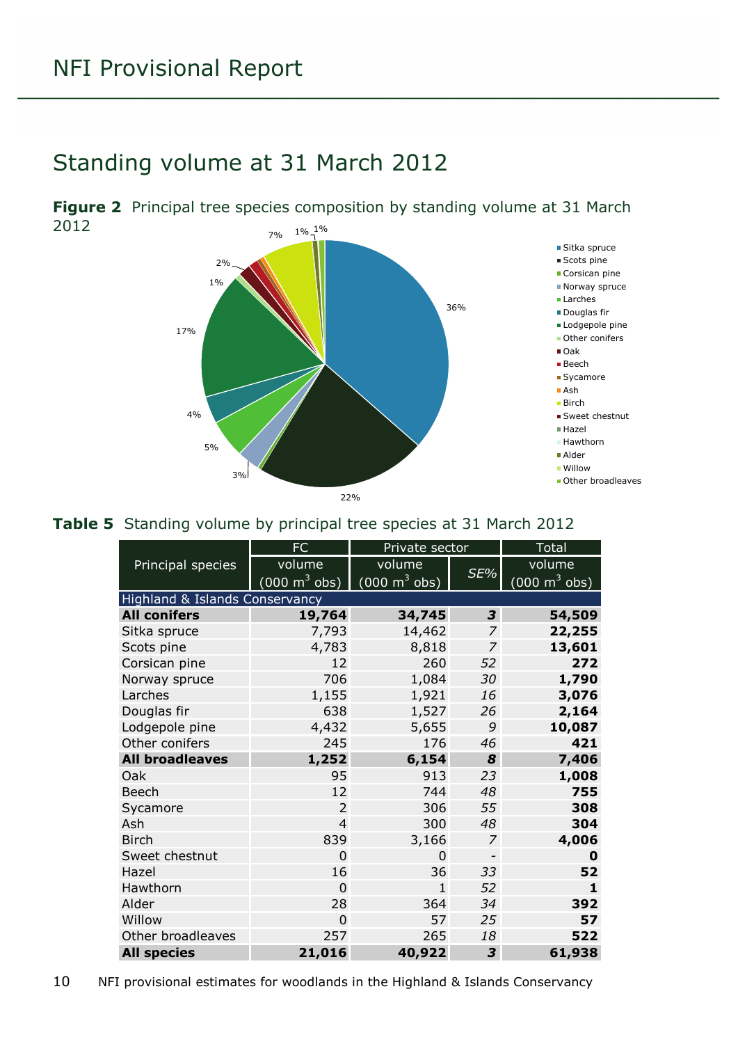# Standing volume at 31 March 2012

**Figure 2** Principal tree species composition by standing volume at 31 March 2012

**Table 5** Standing volume by principal tree species at 31 March 2012

| Principal species | FC | Private sector | | Total |
|---|---|---|---|---|
| | volume (000 $m^3$ obs) | volume (000 $m^3$ obs) | *SE%* | volume (000 $m^3$ obs) |
| Highland & Islands Conservancy | | | | |
| **All conifers** | **19,764** | **34,745** | ***3*** | **54,509** |
| Sitka spruce | 7,793 | 14,462 | *7* | **22,255** |
| Scots pine | 4,783 | 8,818 | *7* | **13,601** |
| Corsican pine | 12 | 260 | *52* | **272** |
| Norway spruce | 706 | 1,084 | *30* | **1,790** |
| Larches | 1,155 | 1,921 | *16* | **3,076** |
| Douglas fir | 638 | 1,527 | *26* | **2,164** |
| Lodgepole pine | 4,432 | 5,655 | *9* | **10,087** |
| Other conifers | 245 | 176 | *46* | **421** |
| **All broadleaves** | **1,252** | **6,154** | ***8*** | **7,406** |
| Oak | 95 | 913 | *23* | **1,008** |
| Beech | 12 | 744 | *48* | **755** |
| Sycamore | 2 | 306 | *55* | **308** |
| Ash | 4 | 300 | *48* | **304** |
| Birch | 839 | 3,166 | *7* | **4,006** |
| Sweet chestnut | 0 | 0 | - | **0** |
| Hazel | 16 | 36 | *33* | **52** |
| Hawthorn | 0 | 1 | *52* | **1** |
| Alder | 28 | 364 | *34* | **392** |
| Willow | 0 | 57 | *25* | **57** |
| Other broadleaves | 257 | 265 | *18* | **522** |
| **All species** | **21,016** | **40,922** | ***3*** | **61,938** |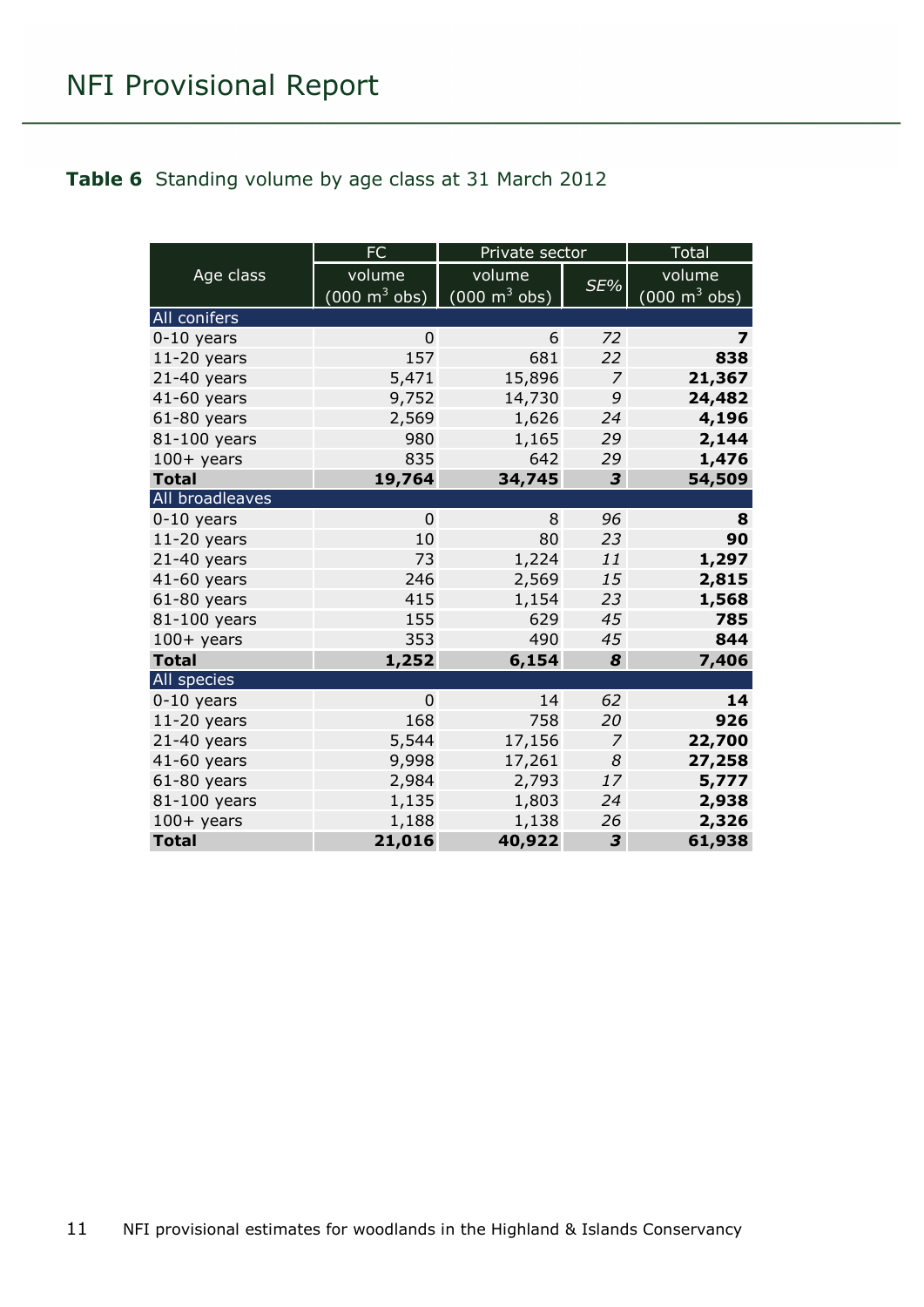**Table 6** Standing volume by age class at 31 March 2012

| Age class | FC | Private sector | | Total |
|---|---|---|---|---|
| | volume (000 $m^3$ obs) | volume (000 $m^3$ obs) | *SE%* | volume (000 $m^3$ obs) |
| All conifers | | | | |
| 0-10 years | 0 | 6 | *72* | **7** |
| 11-20 years | 157 | 681 | *22* | **838** |
| 21-40 years | 5,471 | 15,896 | *7* | **21,367** |
| 41-60 years | 9,752 | 14,730 | *9* | **24,482** |
| 61-80 years | 2,569 | 1,626 | *24* | **4,196** |
| 81-100 years | 980 | 1,165 | *29* | **2,144** |
| 100+ years | 835 | 642 | *29* | **1,476** |
| **Total** | **19,764** | **34,745** | ***3*** | **54,509** |
| All broadleaves | | | | |
| 0-10 years | 0 | 8 | *96* | **8** |
| 11-20 years | 10 | 80 | *23* | **90** |
| 21-40 years | 73 | 1,224 | *11* | **1,297** |
| 41-60 years | 246 | 2,569 | *15* | **2,815** |
| 61-80 years | 415 | 1,154 | *23* | **1,568** |
| 81-100 years | 155 | 629 | *45* | **785** |
| 100+ years | 353 | 490 | *45* | **844** |
| **Total** | **1,252** | **6,154** | ***8*** | **7,406** |
| All species | | | | |
| 0-10 years | 0 | 14 | *62* | **14** |
| 11-20 years | 168 | 758 | *20* | **926** |
| 21-40 years | 5,544 | 17,156 | *7* | **22,700** |
| 41-60 years | 9,998 | 17,261 | *8* | **27,258** |
| 61-80 years | 2,984 | 2,793 | *17* | **5,777** |
| 81-100 years | 1,135 | 1,803 | *24* | **2,938** |
| 100+ years | 1,188 | 1,138 | *26* | **2,326** |
| **Total** | **21,016** | **40,922** | ***3*** | **61,938** |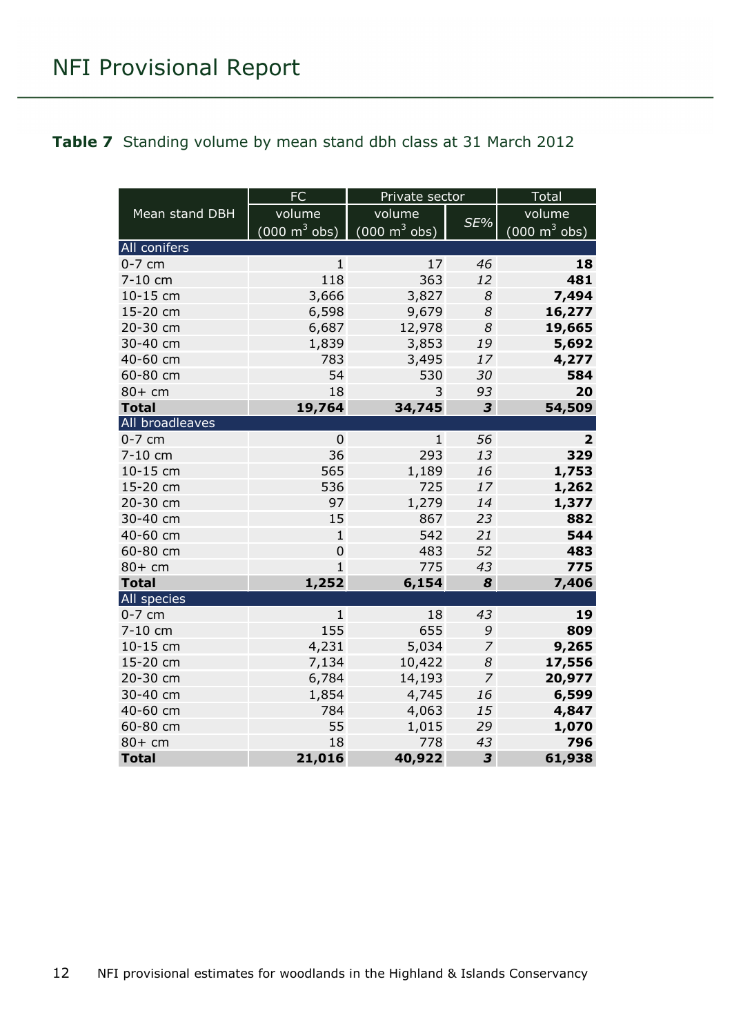**Table 7** Standing volume by mean stand dbh class at 31 March 2012

| Mean stand DBH | FC | Private sector | | Total |
|---|---|---|---|---|
| | volume (000 $m^3$ obs) | volume (000 $m^3$ obs) | *SE%* | volume (000 $m^3$ obs) |
| All conifers | | | | |
| 0-7 cm | 1 | 17 | *46* | **18** |
| 7-10 cm | 118 | 363 | *12* | **481** |
| 10-15 cm | 3,666 | 3,827 | *8* | **7,494** |
| 15-20 cm | 6,598 | 9,679 | *8* | **16,277** |
| 20-30 cm | 6,687 | 12,978 | *8* | **19,665** |
| 30-40 cm | 1,839 | 3,853 | *19* | **5,692** |
| 40-60 cm | 783 | 3,495 | *17* | **4,277** |
| 60-80 cm | 54 | 530 | *30* | **584** |
| 80+ cm | 18 | 3 | *93* | **20** |
| **Total** | **19,764** | **34,745** | ***3*** | **54,509** |
| All broadleaves | | | | |
| 0-7 cm | 0 | 1 | *56* | **2** |
| 7-10 cm | 36 | 293 | *13* | **329** |
| 10-15 cm | 565 | 1,189 | *16* | **1,753** |
| 15-20 cm | 536 | 725 | *17* | **1,262** |
| 20-30 cm | 97 | 1,279 | *14* | **1,377** |
| 30-40 cm | 15 | 867 | *23* | **882** |
| 40-60 cm | 1 | 542 | *21* | **544** |
| 60-80 cm | 0 | 483 | *52* | **483** |
| 80+ cm | 1 | 775 | *43* | **775** |
| **Total** | **1,252** | **6,154** | ***8*** | **7,406** |
| All species | | | | |
| 0-7 cm | 1 | 18 | *43* | **19** |
| 7-10 cm | 155 | 655 | *9* | **809** |
| 10-15 cm | 4,231 | 5,034 | *7* | **9,265** |
| 15-20 cm | 7,134 | 10,422 | *8* | **17,556** |
| 20-30 cm | 6,784 | 14,193 | *7* | **20,977** |
| 30-40 cm | 1,854 | 4,745 | *16* | **6,599** |
| 40-60 cm | 784 | 4,063 | *15* | **4,847** |
| 60-80 cm | 55 | 1,015 | *29* | **1,070** |
| 80+ cm | 18 | 778 | *43* | **796** |
| **Total** | **21,016** | **40,922** | ***3*** | **61,938** |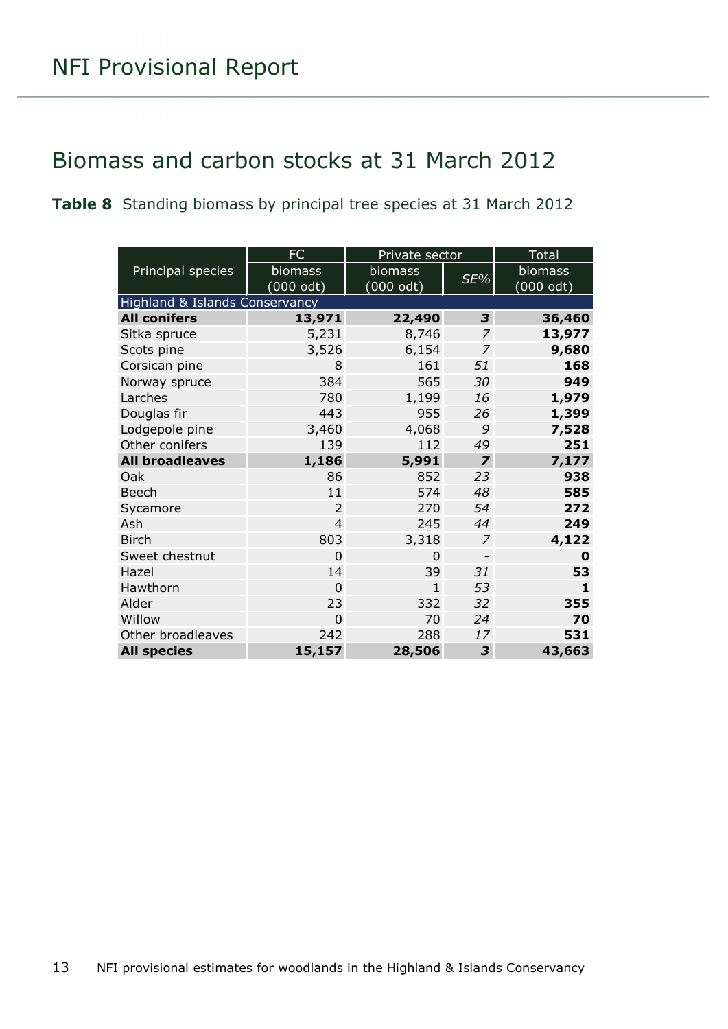# Biomass and carbon stocks at 31 March 2012

**Table 8** Standing biomass by principal tree species at 31 March 2012

| Principal species | FC | Private sector | | Total |
|---|---|---|---|---|
| | biomass (000 odt) | biomass (000 odt) | *SE%* | biomass (000 odt) |
| Highland & Islands Conservancy | | | | |
| **All conifers** | **13,971** | **22,490** | ***3*** | **36,460** |
| Sitka spruce | 5,231 | 8,746 | *7* | **13,977** |
| Scots pine | 3,526 | 6,154 | *7* | **9,680** |
| Corsican pine | 8 | 161 | *51* | **168** |
| Norway spruce | 384 | 565 | *30* | **949** |
| Larches | 780 | 1,199 | *16* | **1,979** |
| Douglas fir | 443 | 955 | *26* | **1,399** |
| Lodgepole pine | 3,460 | 4,068 | *9* | **7,528** |
| Other conifers | 139 | 112 | *49* | **251** |
| **All broadleaves** | **1,186** | **5,991** | ***7*** | **7,177** |
| Oak | 86 | 852 | *23* | **938** |
| Beech | 11 | 574 | *48* | **585** |
| Sycamore | 2 | 270 | *54* | **272** |
| Ash | 4 | 245 | *44* | **249** |
| Birch | 803 | 3,318 | *7* | **4,122** |
| Sweet chestnut | 0 | 0 | - | **0** |
| Hazel | 14 | 39 | *31* | **53** |
| Hawthorn | 0 | 1 | *53* | **1** |
| Alder | 23 | 332 | *32* | **355** |
| Willow | 0 | 70 | *24* | **70** |
| Other broadleaves | 242 | 288 | *17* | **531** |
| **All species** | **15,157** | **28,506** | ***3*** | **43,663** |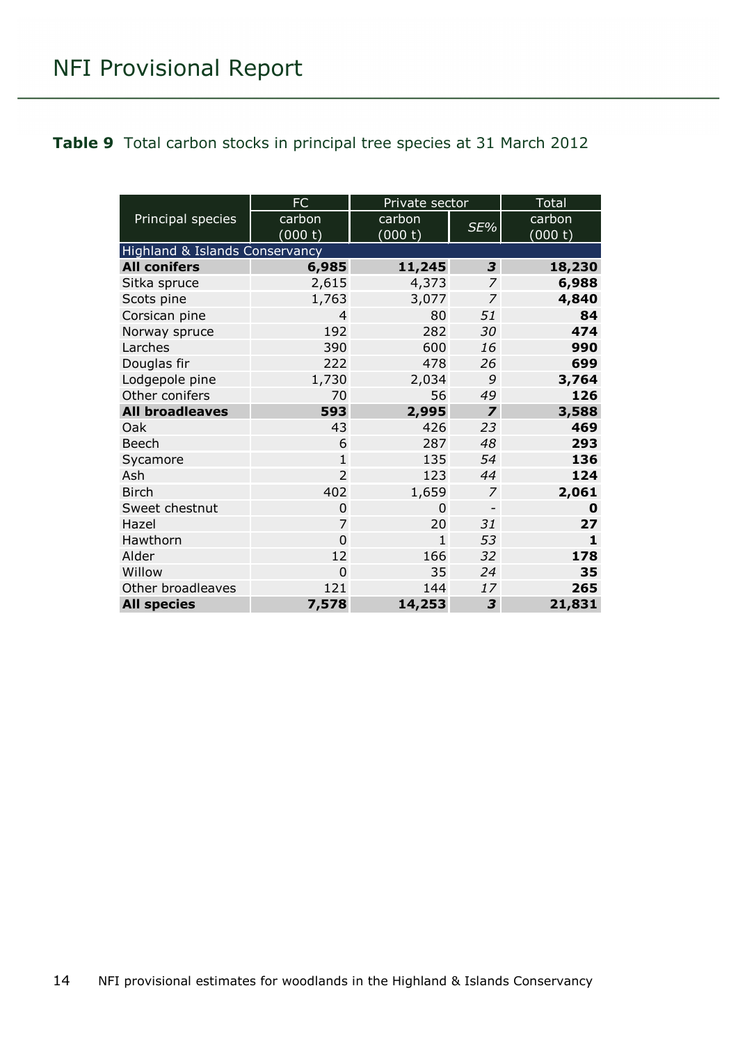**Table 9** Total carbon stocks in principal tree species at 31 March 2012

| Principal species | FC | Private sector | | Total |
|---|---|---|---|---|
| | carbon (000 t) | carbon (000 t) | *SE%* | carbon (000 t) |
| Highland & Islands Conservancy | | | | |
| **All conifers** | **6,985** | **11,245** | ***3*** | **18,230** |
| Sitka spruce | 2,615 | 4,373 | *7* | **6,988** |
| Scots pine | 1,763 | 3,077 | *7* | **4,840** |
| Corsican pine | 4 | 80 | *51* | **84** |
| Norway spruce | 192 | 282 | *30* | **474** |
| Larches | 390 | 600 | *16* | **990** |
| Douglas fir | 222 | 478 | *26* | **699** |
| Lodgepole pine | 1,730 | 2,034 | *9* | **3,764** |
| Other conifers | 70 | 56 | *49* | **126** |
| **All broadleaves** | **593** | **2,995** | ***7*** | **3,588** |
| Oak | 43 | 426 | *23* | **469** |
| Beech | 6 | 287 | *48* | **293** |
| Sycamore | 1 | 135 | *54* | **136** |
| Ash | 2 | 123 | *44* | **124** |
| Birch | 402 | 1,659 | *7* | **2,061** |
| Sweet chestnut | 0 | 0 | - | **0** |
| Hazel | 7 | 20 | *31* | **27** |
| Hawthorn | 0 | 1 | *53* | **1** |
| Alder | 12 | 166 | *32* | **178** |
| Willow | 0 | 35 | *24* | **35** |
| Other broadleaves | 121 | 144 | *17* | **265** |
| **All species** | **7,578** | **14,253** | ***3*** | **21,831** |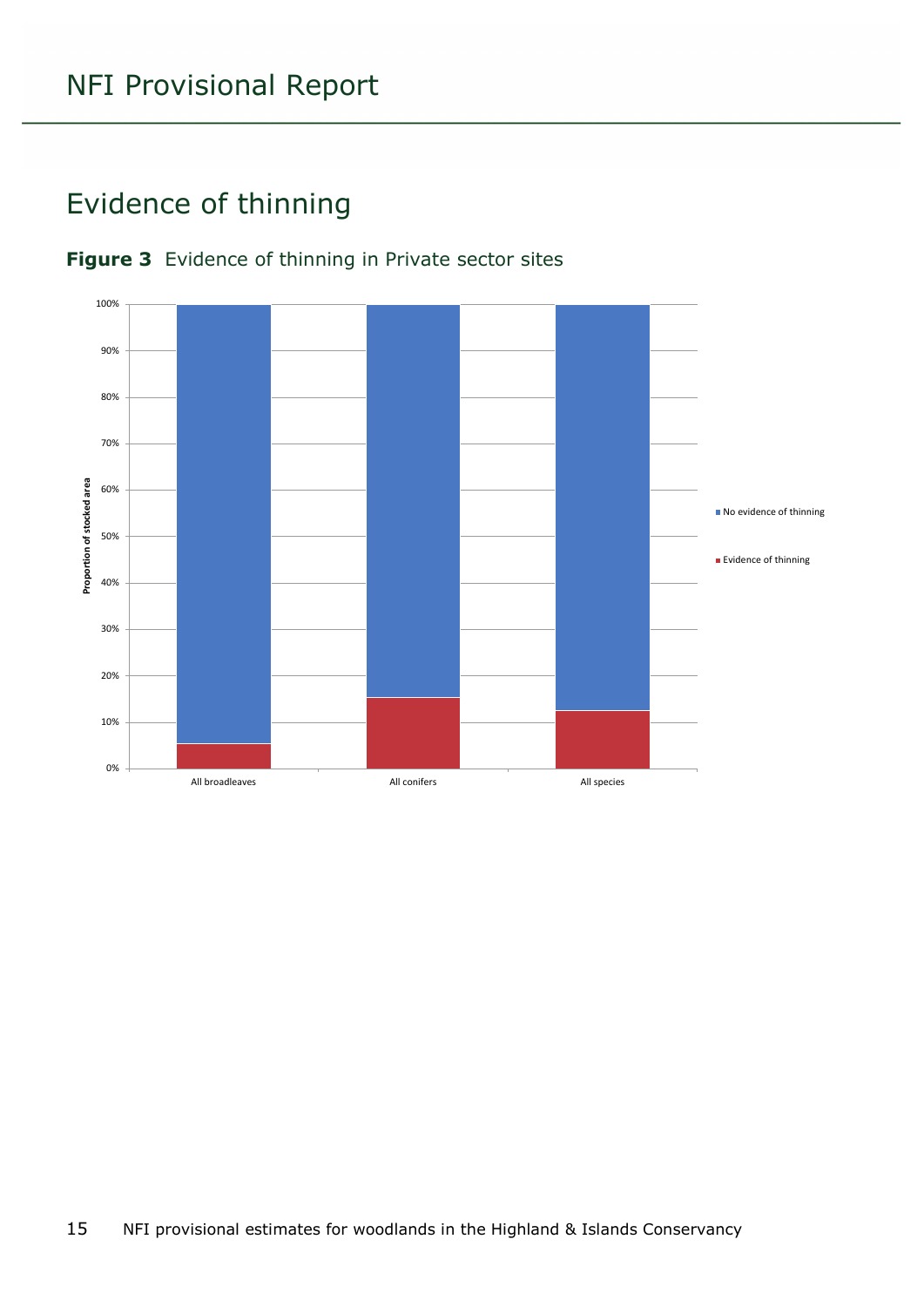# Evidence of thinning

**Figure 3** Evidence of thinning in Private sector sites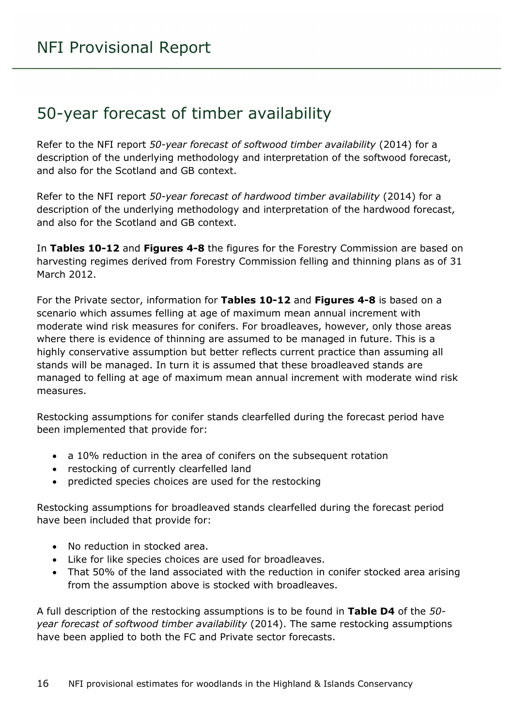# 50-year forecast of timber availability

Refer to the NFI report *50-year forecast of softwood timber availability* (2014) for a description of the underlying methodology and interpretation of the softwood forecast, and also for the Scotland and GB context.

Refer to the NFI report *50-year forecast of hardwood timber availability* (2014) for a description of the underlying methodology and interpretation of the hardwood forecast, and also for the Scotland and GB context.

In **Tables 10-12** and **Figures 4-8** the figures for the Forestry Commission are based on harvesting regimes derived from Forestry Commission felling and thinning plans as of 31 March 2012.

For the Private sector, information for **Tables 10-12** and **Figures 4-8** is based on a scenario which assumes felling at age of maximum mean annual increment with moderate wind risk measures for conifers. For broadleaves, however, only those areas where there is evidence of thinning are assumed to be managed in future. This is a highly conservative assumption but better reflects current practice than assuming all stands will be managed. In turn it is assumed that these broadleaved stands are managed to felling at age of maximum mean annual increment with moderate wind risk measures.

Restocking assumptions for conifer stands clearfelled during the forecast period have been implemented that provide for:

- a 10% reduction in the area of conifers on the subsequent rotation
- restocking of currently clearfelled land
- predicted species choices are used for the restocking

Restocking assumptions for broadleaved stands clearfelled during the forecast period have been included that provide for:

- No reduction in stocked area.
- Like for like species choices are used for broadleaves.
- That 50% of the land associated with the reduction in conifer stocked area arising from the assumption above is stocked with broadleaves.

A full description of the restocking assumptions is to be found in **Table D4** of the *50-year forecast of softwood timber availability* (2014). The same restocking assumptions have been applied to both the FC and Private sector forecasts.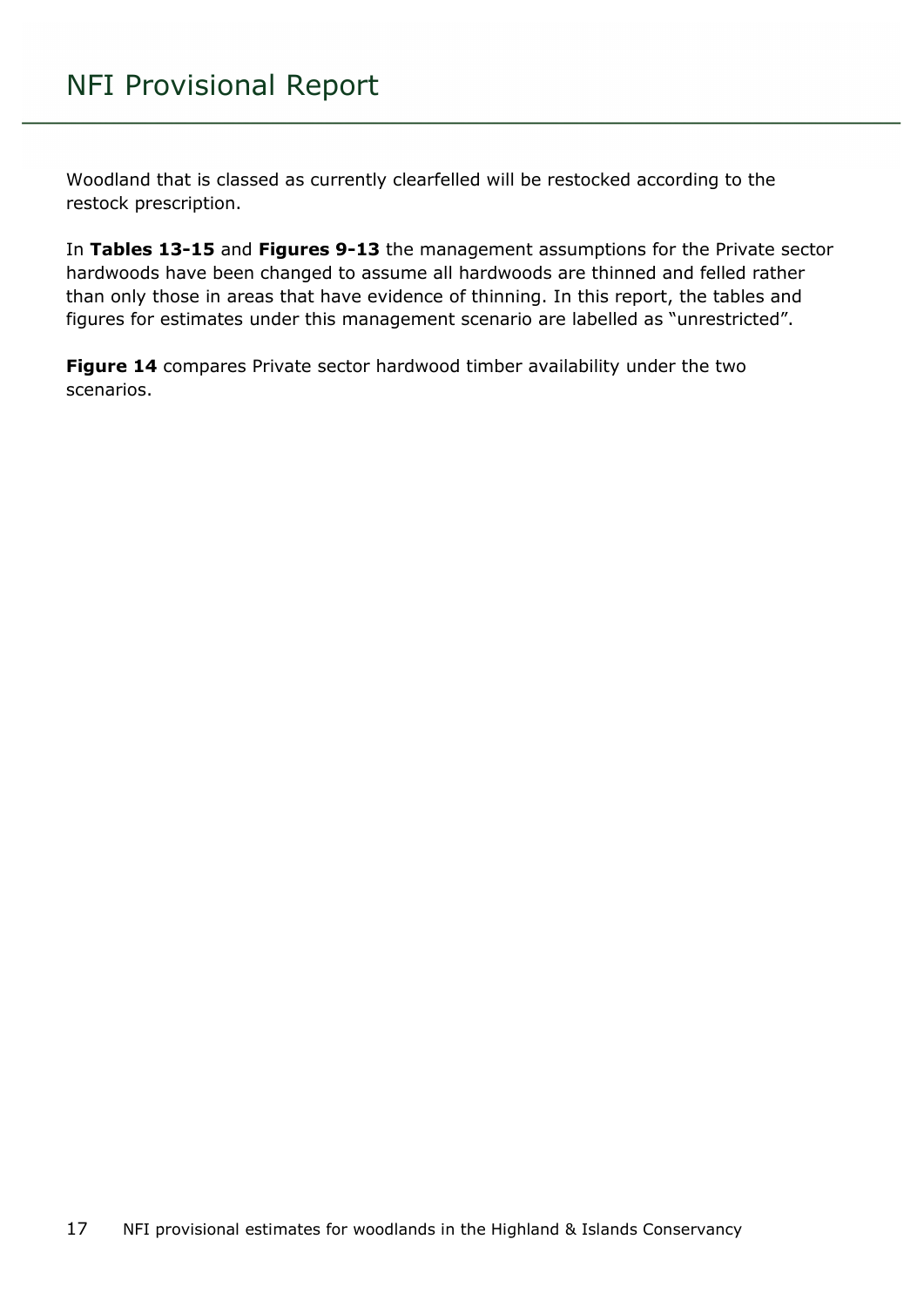Woodland that is classed as currently clearfelled will be restocked according to the restock prescription.

In **Tables 13-15** and **Figures 9-13** the management assumptions for the Private sector hardwoods have been changed to assume all hardwoods are thinned and felled rather than only those in areas that have evidence of thinning. In this report, the tables and figures for estimates under this management scenario are labelled as "unrestricted".

**Figure 14** compares Private sector hardwood timber availability under the two scenarios.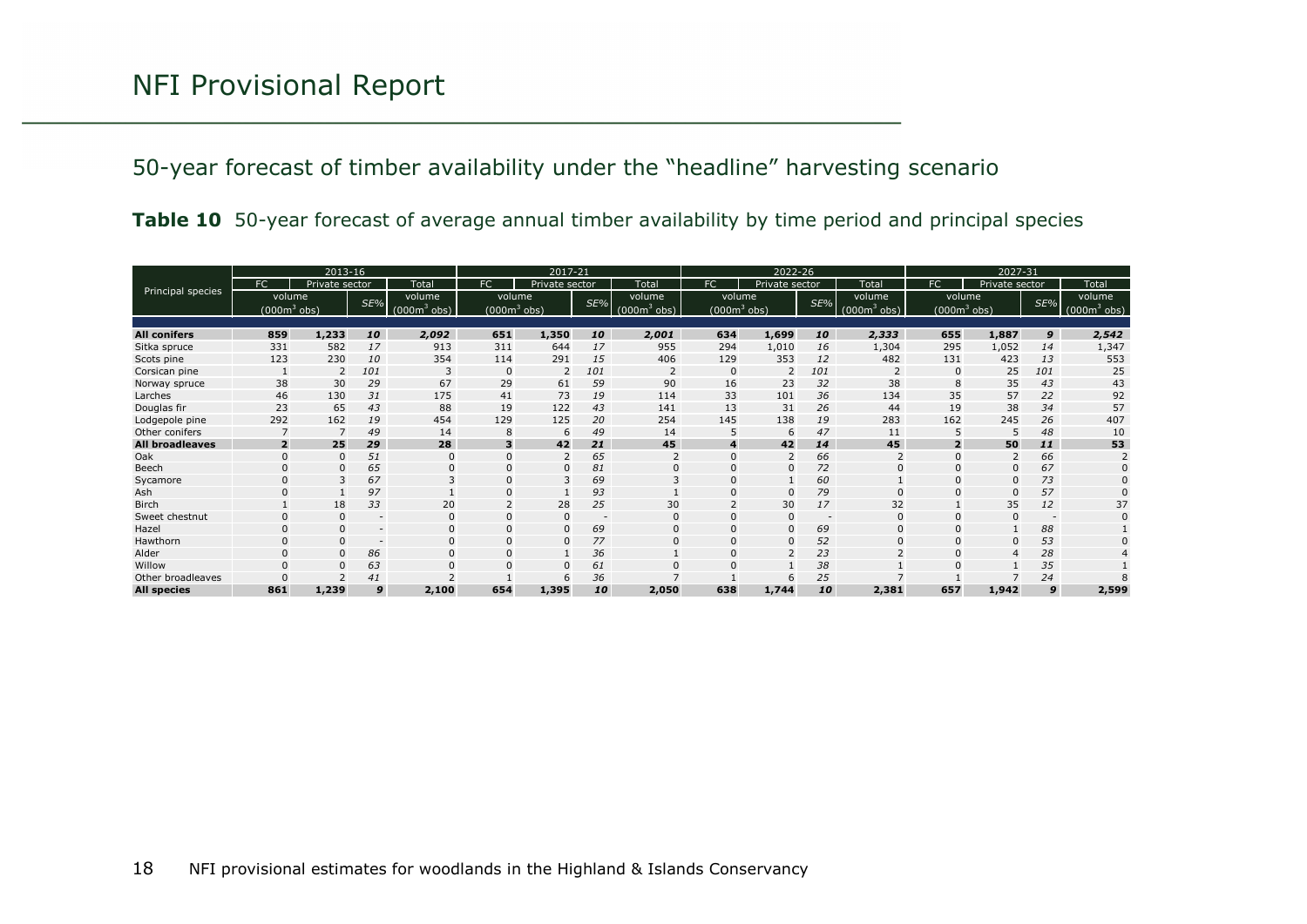## 50-year forecast of timber availability under the "headline" harvesting scenario

**Table 10** 50-year forecast of average annual timber availability by time period and principal species

| Principal species | 2013-16 | | | | 2017-21 | | | | 2022-26 | | | | 2027-31 | | | |
|---|---|---|---|---|---|---|---|---|---|---|---|---|---|---|---|---|
| | FC | Private sector | | Total | FC | Private sector | | Total | FC | Private sector | | Total | FC | Private sector | | Total |
| | volume ($000m^3$ obs) | | SE% | volume ($000m^3$ obs) | volume ($000m^3$ obs) | | SE% | volume ($000m^3$ obs) | volume ($000m^3$ obs) | | SE% | volume ($000m^3$ obs) | volume ($000m^3$ obs) | | SE% | volume ($000m^3$ obs) |
| **All conifers** | **859** | **1,233** | ***10*** | ***2,092*** | **651** | **1,350** | ***10*** | ***2,001*** | **634** | **1,699** | ***10*** | ***2,333*** | **655** | **1,887** | ***9*** | ***2,542*** |
| Sitka spruce | 331 | 582 | *17* | 913 | 311 | 644 | *17* | 955 | 294 | 1,010 | *16* | 1,304 | 295 | 1,052 | *14* | 1,347 |
| Scots pine | 123 | 230 | *10* | 354 | 114 | 291 | *15* | 406 | 129 | 353 | *12* | 482 | 131 | 423 | *13* | 553 |
| Corsican pine | 1 | 2 | *101* | 3 | 0 | 2 | *101* | 2 | 0 | 2 | *101* | 2 | 0 | 25 | *101* | 25 |
| Norway spruce | 38 | 30 | *29* | 67 | 29 | 61 | *59* | 90 | 16 | 23 | *32* | 38 | 8 | 35 | *43* | 43 |
| Larches | 46 | 130 | *31* | 175 | 41 | 73 | *19* | 114 | 33 | 101 | *36* | 134 | 35 | 57 | *22* | 92 |
| Douglas fir | 23 | 65 | *43* | 88 | 19 | 122 | *43* | 141 | 13 | 31 | *26* | 44 | 19 | 38 | *34* | 57 |
| Lodgepole pine | 292 | 162 | *19* | 454 | 129 | 125 | *20* | 254 | 145 | 138 | *19* | 283 | 162 | 245 | *26* | 407 |
| Other conifers | 7 | 7 | *49* | 14 | 8 | 6 | *49* | 14 | 5 | 6 | *47* | 11 | 5 | 5 | *48* | 10 |
| **All broadleaves** | **2** | **25** | ***29*** | **28** | **3** | **42** | ***21*** | **45** | **4** | **42** | ***14*** | **45** | **2** | **50** | ***11*** | **53** |
| Oak | 0 | 0 | *51* | 0 | 0 | 2 | *65* | 2 | 0 | 2 | *66* | 2 | 0 | 2 | *66* | 2 |
| Beech | 0 | 0 | *65* | 0 | 0 | 0 | *81* | 0 | 0 | 0 | *72* | 0 | 0 | 0 | *67* | 0 |
| Sycamore | 0 | 3 | *67* | 3 | 0 | 3 | *69* | 3 | 0 | 1 | *60* | 1 | 0 | 0 | *73* | 0 |
| Ash | 0 | 1 | *97* | 1 | 0 | 1 | *93* | 1 | 0 | 0 | *79* | 0 | 0 | 0 | *57* | 0 |
| Birch | 1 | 18 | *33* | 20 | 2 | 28 | *25* | 30 | 2 | 30 | *17* | 32 | 1 | 35 | *12* | 37 |
| Sweet chestnut | 0 | 0 | - | 0 | 0 | 0 | - | 0 | 0 | 0 | - | 0 | 0 | 0 | - | 0 |
| Hazel | 0 | 0 | - | 0 | 0 | 0 | *69* | 0 | 0 | 0 | *69* | 0 | 0 | 1 | *88* | 1 |
| Hawthorn | 0 | 0 | - | 0 | 0 | 0 | *77* | 0 | 0 | 0 | *52* | 0 | 0 | 0 | *53* | 0 |
| Alder | 0 | 0 | *86* | 0 | 0 | 1 | *36* | 1 | 0 | 2 | *23* | 2 | 0 | 4 | *28* | 4 |
| Willow | 0 | 0 | *63* | 0 | 0 | 0 | *61* | 0 | 0 | 1 | *38* | 1 | 0 | 1 | *35* | 1 |
| Other broadleaves | 0 | 2 | *41* | 2 | 1 | 6 | *36* | 7 | 1 | 6 | *25* | 7 | 1 | 7 | *24* | 8 |
| **All species** | **861** | **1,239** | ***9*** | **2,100** | **654** | **1,395** | ***10*** | **2,050** | **638** | **1,744** | ***10*** | **2,381** | **657** | **1,942** | ***9*** | **2,599** |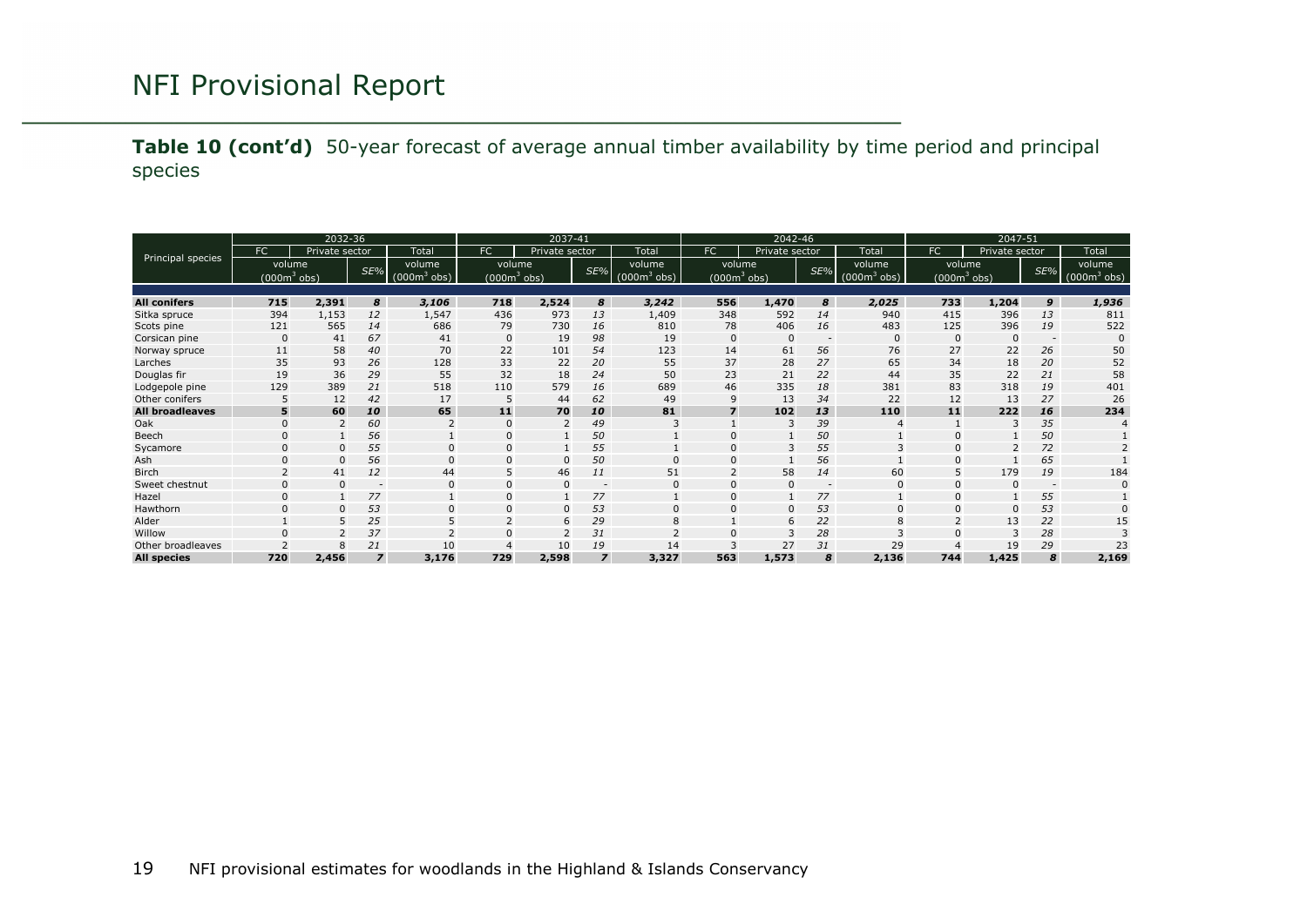**Table 10 (cont'd)** 50-year forecast of average annual timber availability by time period and principal species

| Principal species | 2032-36 | | | | 2037-41 | | | | 2042-46 | | | | 2047-51 | | | |
|---|---|---|---|---|---|---|---|---|---|---|---|---|---|---|---|---|
| | FC | Private sector | | Total | FC | Private sector | | Total | FC | Private sector | | Total | FC | Private sector | | Total |
| | volume ($000m^3$ obs) | | SE% | volume ($000m^3$ obs) | volume ($000m^3$ obs) | | SE% | volume ($000m^3$ obs) | volume ($000m^3$ obs) | | SE% | volume ($000m^3$ obs) | volume ($000m^3$ obs) | | SE% | volume ($000m^3$ obs) |
| **All conifers** | **715** | **2,391** | ***8*** | ***3,106*** | **718** | **2,524** | ***8*** | ***3,242*** | **556** | **1,470** | ***8*** | ***2,025*** | **733** | **1,204** | ***9*** | ***1,936*** |
| Sitka spruce | 394 | 1,153 | *12* | 1,547 | 436 | 973 | *13* | 1,409 | 348 | 592 | *14* | 940 | 415 | 396 | *13* | 811 |
| Scots pine | 121 | 565 | *14* | 686 | 79 | 730 | *16* | 810 | 78 | 406 | *16* | 483 | 125 | 396 | *19* | 522 |
| Corsican pine | 0 | 41 | *67* | 41 | 0 | 19 | *98* | 19 | 0 | 0 | - | 0 | 0 | 0 | - | 0 |
| Norway spruce | 11 | 58 | *40* | 70 | 22 | 101 | *54* | 123 | 14 | 61 | *56* | 76 | 27 | 22 | *26* | 50 |
| Larches | 35 | 93 | *26* | 128 | 33 | 22 | *20* | 55 | 37 | 28 | *27* | 65 | 34 | 18 | *20* | 52 |
| Douglas fir | 19 | 36 | *29* | 55 | 32 | 18 | *24* | 50 | 23 | 21 | *22* | 44 | 35 | 22 | *21* | 58 |
| Lodgepole pine | 129 | 389 | *21* | 518 | 110 | 579 | *16* | 689 | 46 | 335 | *18* | 381 | 83 | 318 | *19* | 401 |
| Other conifers | 5 | 12 | *42* | 17 | 5 | 44 | *62* | 49 | 9 | 13 | *34* | 22 | 12 | 13 | *27* | 26 |
| **All broadleaves** | **5** | **60** | ***10*** | **65** | **11** | **70** | ***10*** | **81** | **7** | **102** | ***13*** | **110** | **11** | **222** | ***16*** | **234** |
| Oak | 0 | 2 | *60* | 2 | 0 | 2 | *49* | 3 | 1 | 3 | *39* | 4 | 1 | 3 | *35* | 4 |
| Beech | 0 | 1 | *56* | 1 | 0 | 1 | *50* | 1 | 0 | 1 | *50* | 1 | 0 | 1 | *50* | 1 |
| Sycamore | 0 | 0 | *55* | 0 | 0 | 1 | *55* | 1 | 0 | 3 | *55* | 3 | 0 | 2 | *72* | 2 |
| Ash | 0 | 0 | *56* | 0 | 0 | 0 | *50* | 0 | 0 | 1 | *56* | 1 | 0 | 1 | *65* | 1 |
| Birch | 2 | 41 | *12* | 44 | 5 | 46 | *11* | 51 | 2 | 58 | *14* | 60 | 5 | 179 | *19* | 184 |
| Sweet chestnut | 0 | 0 | - | 0 | 0 | 0 | - | 0 | 0 | 0 | - | 0 | 0 | 0 | - | 0 |
| Hazel | 0 | 1 | *77* | 1 | 0 | 1 | *77* | 1 | 0 | 1 | *77* | 1 | 0 | 1 | *55* | 1 |
| Hawthorn | 0 | 0 | *53* | 0 | 0 | 0 | *53* | 0 | 0 | 0 | *53* | 0 | 0 | 0 | *53* | 0 |
| Alder | 1 | 5 | *25* | 5 | 2 | 6 | *29* | 8 | 1 | 6 | *22* | 8 | 2 | 13 | *22* | 15 |
| Willow | 0 | 2 | *37* | 2 | 0 | 2 | *31* | 2 | 0 | 3 | *28* | 3 | 0 | 3 | *28* | 3 |
| Other broadleaves | 2 | 8 | *21* | 10 | 4 | 10 | *19* | 14 | 3 | 27 | *31* | 29 | 4 | 19 | *29* | 23 |
| **All species** | **720** | **2,456** | ***7*** | **3,176** | **729** | **2,598** | ***7*** | **3,327** | **563** | **1,573** | ***8*** | **2,136** | **744** | **1,425** | ***8*** | **2,169** |

NFI provisional estimates for woodlands in the Highland & Islands Conservancy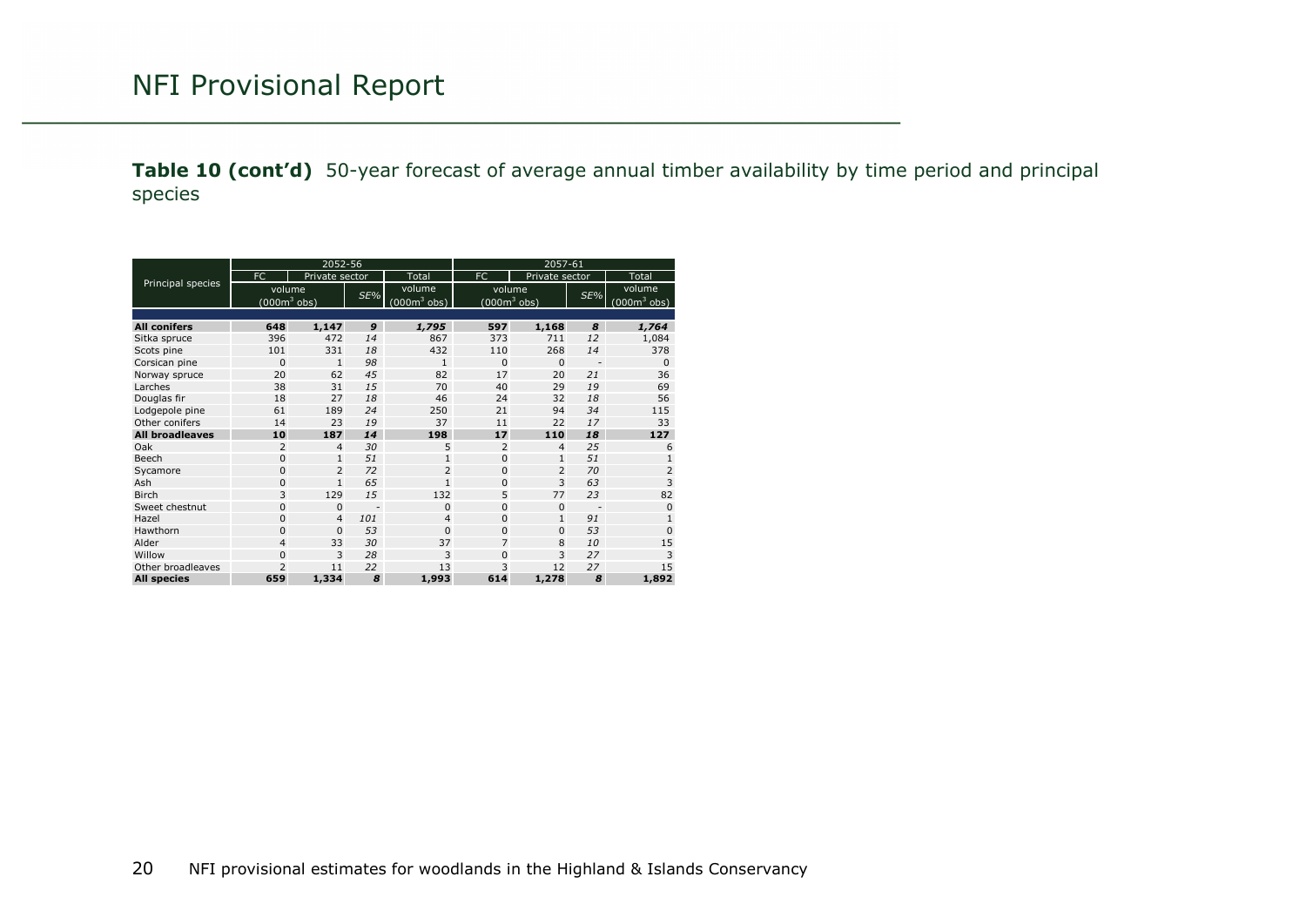# NFI Provisional Report

**Table 10 (cont'd)** 50-year forecast of average annual timber availability by time period and principal species

| Principal species | 2052-56 | | | | 2057-61 | | | |
|---|---|---|---|---|---|---|---|---|
| | FC | Private sector | | Total | FC | Private sector | | Total |
| | volume ($000m^3$ obs) | | SE% | volume ($000m^3$ obs) | volume ($000m^3$ obs) | | SE% | volume ($000m^3$ obs) |
| **All conifers** | **648** | **1,147** | ***9*** | ***1,795*** | **597** | **1,168** | ***8*** | ***1,764*** |
| Sitka spruce | 396 | 472 | *14* | 867 | 373 | 711 | *12* | 1,084 |
| Scots pine | 101 | 331 | *18* | 432 | 110 | 268 | *14* | 378 |
| Corsican pine | 0 | 1 | *98* | 1 | 0 | 0 | - | 0 |
| Norway spruce | 20 | 62 | *45* | 82 | 17 | 20 | *21* | 36 |
| Larches | 38 | 31 | *15* | 70 | 40 | 29 | *19* | 69 |
| Douglas fir | 18 | 27 | *18* | 46 | 24 | 32 | *18* | 56 |
| Lodgepole pine | 61 | 189 | *24* | 250 | 21 | 94 | *34* | 115 |
| Other conifers | 14 | 23 | *19* | 37 | 11 | 22 | *17* | 33 |
| **All broadleaves** | **10** | **187** | ***14*** | **198** | **17** | **110** | ***18*** | **127** |
| Oak | 2 | 4 | *30* | 5 | 2 | 4 | *25* | 6 |
| Beech | 0 | 1 | *51* | 1 | 0 | 1 | *51* | 1 |
| Sycamore | 0 | 2 | *72* | 2 | 0 | 2 | *70* | 2 |
| Ash | 0 | 1 | *65* | 1 | 0 | 3 | *63* | 3 |
| Birch | 3 | 129 | *15* | 132 | 5 | 77 | *23* | 82 |
| Sweet chestnut | 0 | 0 | - | 0 | 0 | 0 | - | 0 |
| Hazel | 0 | 4 | *101* | 4 | 0 | 1 | *91* | 1 |
| Hawthorn | 0 | 0 | *53* | 0 | 0 | 0 | *53* | 0 |
| Alder | 4 | 33 | *30* | 37 | 7 | 8 | *10* | 15 |
| Willow | 0 | 3 | *28* | 3 | 0 | 3 | *27* | 3 |
| Other broadleaves | 2 | 11 | *22* | 13 | 3 | 12 | *27* | 15 |
| **All species** | **659** | **1,334** | ***8*** | **1,993** | **614** | **1,278** | ***8*** | **1,892** |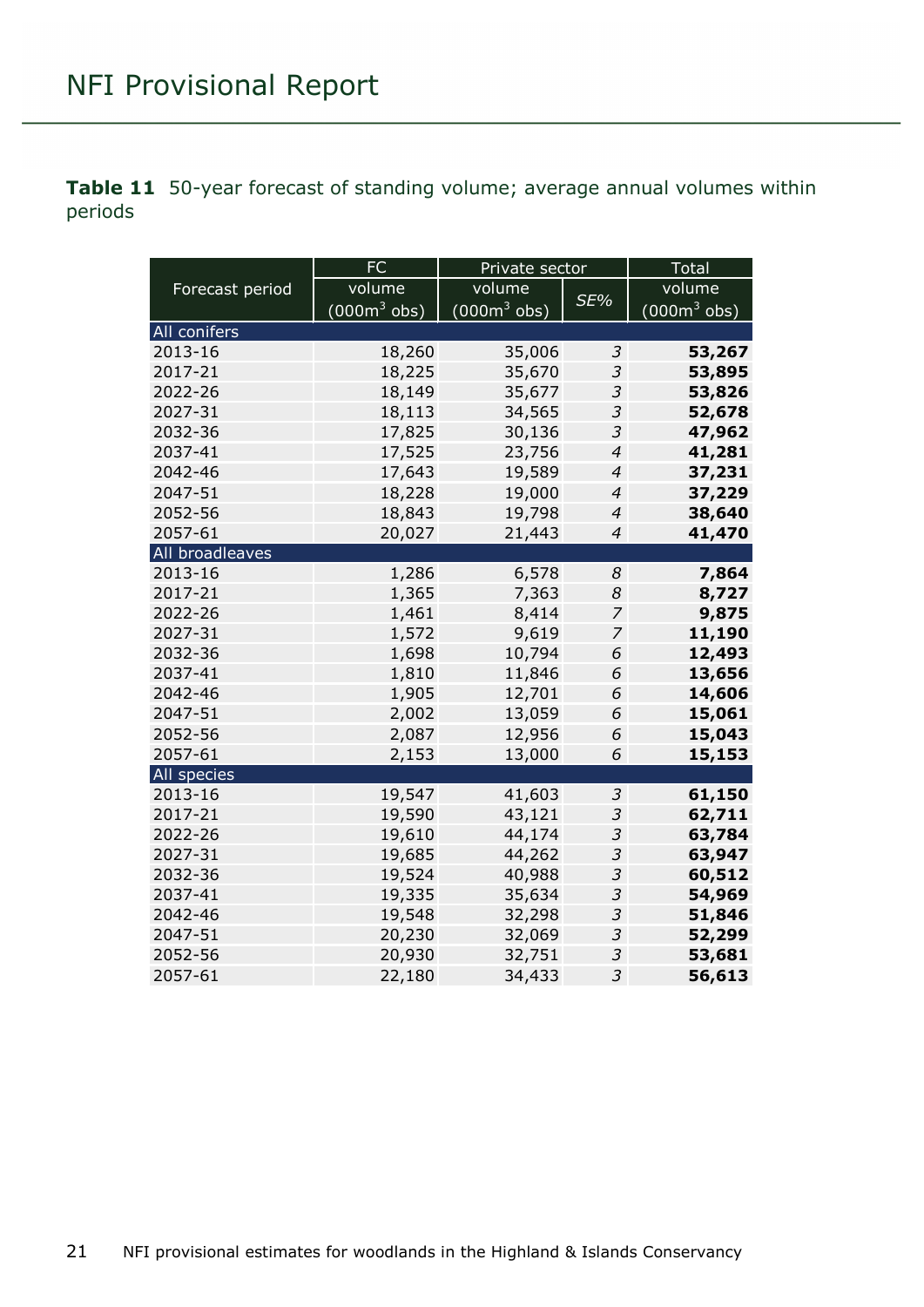**Table 11** 50-year forecast of standing volume; average annual volumes within periods

| Forecast period | FC | Private sector | | Total |
|---|---|---|---|---|
| | volume (000m$^3$ obs) | volume (000m$^3$ obs) | *SE%* | volume (000m$^3$ obs) |
| **All conifers** | | | | |
| 2013-16 | 18,260 | 35,006 | *3* | **53,267** |
| 2017-21 | 18,225 | 35,670 | *3* | **53,895** |
| 2022-26 | 18,149 | 35,677 | *3* | **53,826** |
| 2027-31 | 18,113 | 34,565 | *3* | **52,678** |
| 2032-36 | 17,825 | 30,136 | *3* | **47,962** |
| 2037-41 | 17,525 | 23,756 | *4* | **41,281** |
| 2042-46 | 17,643 | 19,589 | *4* | **37,231** |
| 2047-51 | 18,228 | 19,000 | *4* | **37,229** |
| 2052-56 | 18,843 | 19,798 | *4* | **38,640** |
| 2057-61 | 20,027 | 21,443 | *4* | **41,470** |
| **All broadleaves** | | | | |
| 2013-16 | 1,286 | 6,578 | *8* | **7,864** |
| 2017-21 | 1,365 | 7,363 | *8* | **8,727** |
| 2022-26 | 1,461 | 8,414 | *7* | **9,875** |
| 2027-31 | 1,572 | 9,619 | *7* | **11,190** |
| 2032-36 | 1,698 | 10,794 | *6* | **12,493** |
| 2037-41 | 1,810 | 11,846 | *6* | **13,656** |
| 2042-46 | 1,905 | 12,701 | *6* | **14,606** |
| 2047-51 | 2,002 | 13,059 | *6* | **15,061** |
| 2052-56 | 2,087 | 12,956 | *6* | **15,043** |
| 2057-61 | 2,153 | 13,000 | *6* | **15,153** |
| **All species** | | | | |
| 2013-16 | 19,547 | 41,603 | *3* | **61,150** |
| 2017-21 | 19,590 | 43,121 | *3* | **62,711** |
| 2022-26 | 19,610 | 44,174 | *3* | **63,784** |
| 2027-31 | 19,685 | 44,262 | *3* | **63,947** |
| 2032-36 | 19,524 | 40,988 | *3* | **60,512** |
| 2037-41 | 19,335 | 35,634 | *3* | **54,969** |
| 2042-46 | 19,548 | 32,298 | *3* | **51,846** |
| 2047-51 | 20,230 | 32,069 | *3* | **52,299** |
| 2052-56 | 20,930 | 32,751 | *3* | **53,681** |
| 2057-61 | 22,180 | 34,433 | *3* | **56,613** |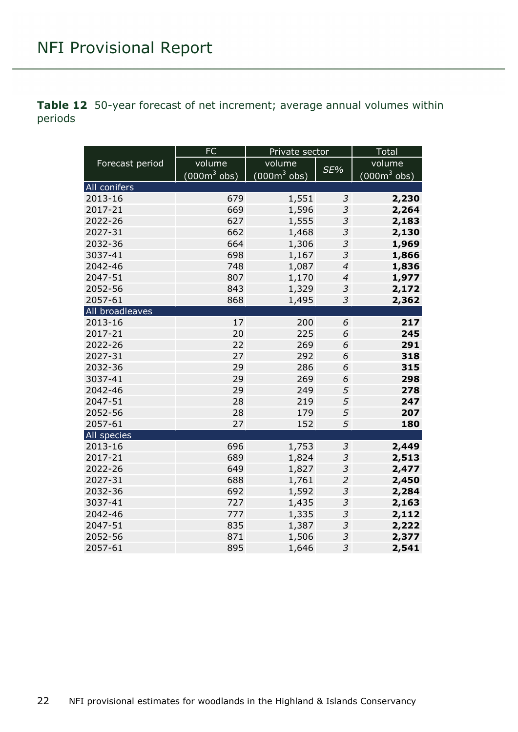**Table 12** 50-year forecast of net increment; average annual volumes within periods

| Forecast period | FC | Private sector | | Total |
|---|---|---|---|---|
| | volume (000m$^3$ obs) | volume (000m$^3$ obs) | *SE%* | volume (000m$^3$ obs) |
| **All conifers** | | | | |
| 2013-16 | 679 | 1,551 | *3* | **2,230** |
| 2017-21 | 669 | 1,596 | *3* | **2,264** |
| 2022-26 | 627 | 1,555 | *3* | **2,183** |
| 2027-31 | 662 | 1,468 | *3* | **2,130** |
| 2032-36 | 664 | 1,306 | *3* | **1,969** |
| 3037-41 | 698 | 1,167 | *3* | **1,866** |
| 2042-46 | 748 | 1,087 | *4* | **1,836** |
| 2047-51 | 807 | 1,170 | *4* | **1,977** |
| 2052-56 | 843 | 1,329 | *3* | **2,172** |
| 2057-61 | 868 | 1,495 | *3* | **2,362** |
| **All broadleaves** | | | | |
| 2013-16 | 17 | 200 | *6* | **217** |
| 2017-21 | 20 | 225 | *6* | **245** |
| 2022-26 | 22 | 269 | *6* | **291** |
| 2027-31 | 27 | 292 | *6* | **318** |
| 2032-36 | 29 | 286 | *6* | **315** |
| 3037-41 | 29 | 269 | *6* | **298** |
| 2042-46 | 29 | 249 | *5* | **278** |
| 2047-51 | 28 | 219 | *5* | **247** |
| 2052-56 | 28 | 179 | *5* | **207** |
| 2057-61 | 27 | 152 | *5* | **180** |
| **All species** | | | | |
| 2013-16 | 696 | 1,753 | *3* | **2,449** |
| 2017-21 | 689 | 1,824 | *3* | **2,513** |
| 2022-26 | 649 | 1,827 | *3* | **2,477** |
| 2027-31 | 688 | 1,761 | *2* | **2,450** |
| 2032-36 | 692 | 1,592 | *3* | **2,284** |
| 3037-41 | 727 | 1,435 | *3* | **2,163** |
| 2042-46 | 777 | 1,335 | *3* | **2,112** |
| 2047-51 | 835 | 1,387 | *3* | **2,222** |
| 2052-56 | 871 | 1,506 | *3* | **2,377** |
| 2057-61 | 895 | 1,646 | *3* | **2,541** |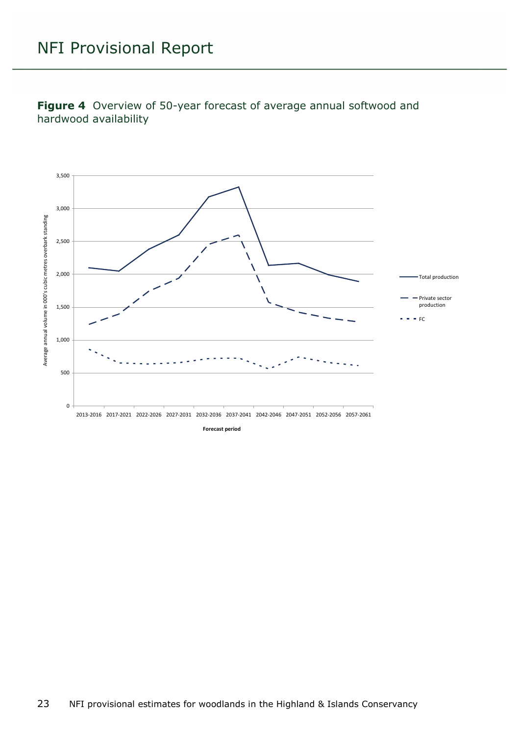**Figure 4** Overview of 50-year forecast of average annual softwood and hardwood availability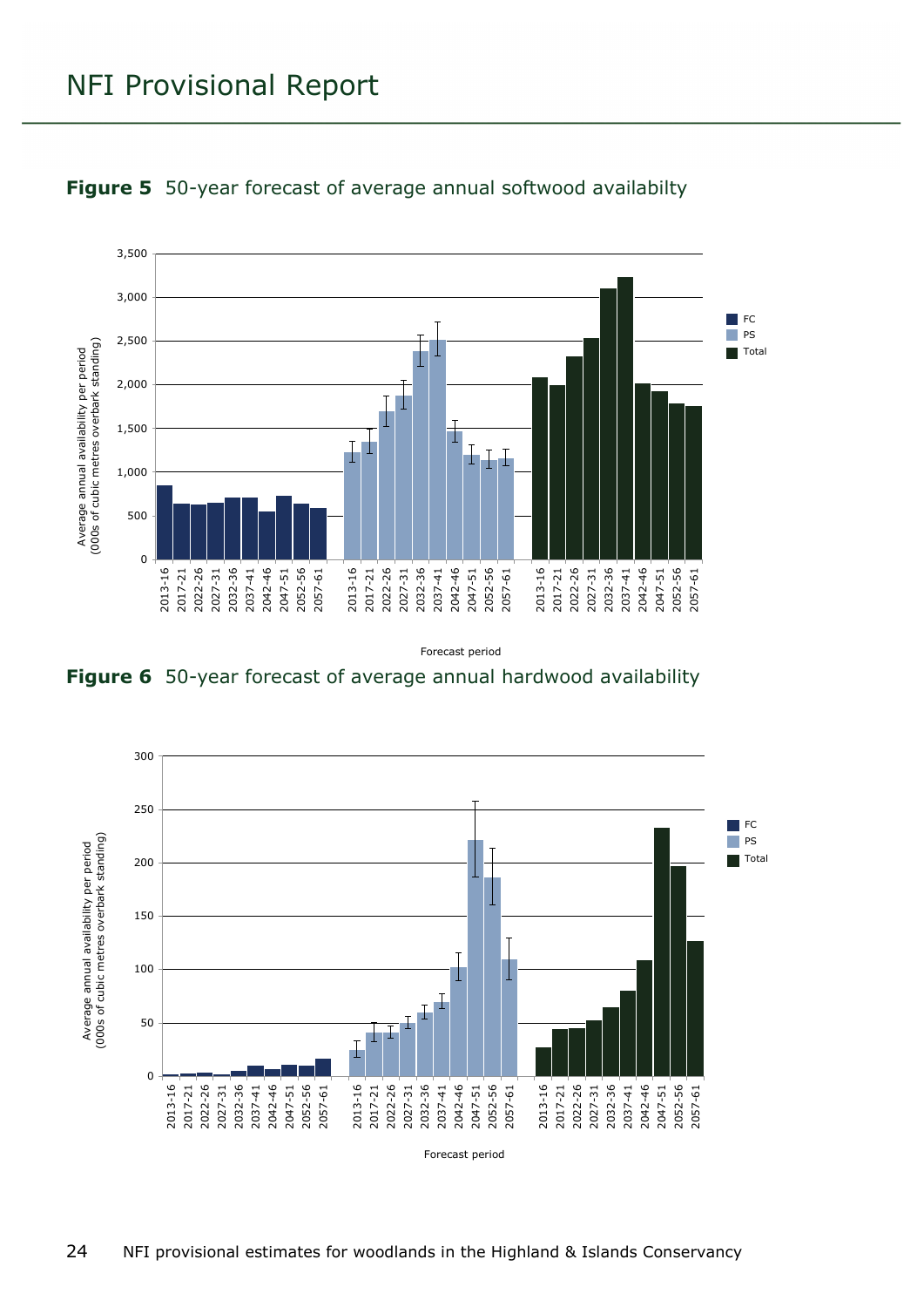**Figure 5** 50-year forecast of average annual softwood availabilty

**Figure 6** 50-year forecast of average annual hardwood availability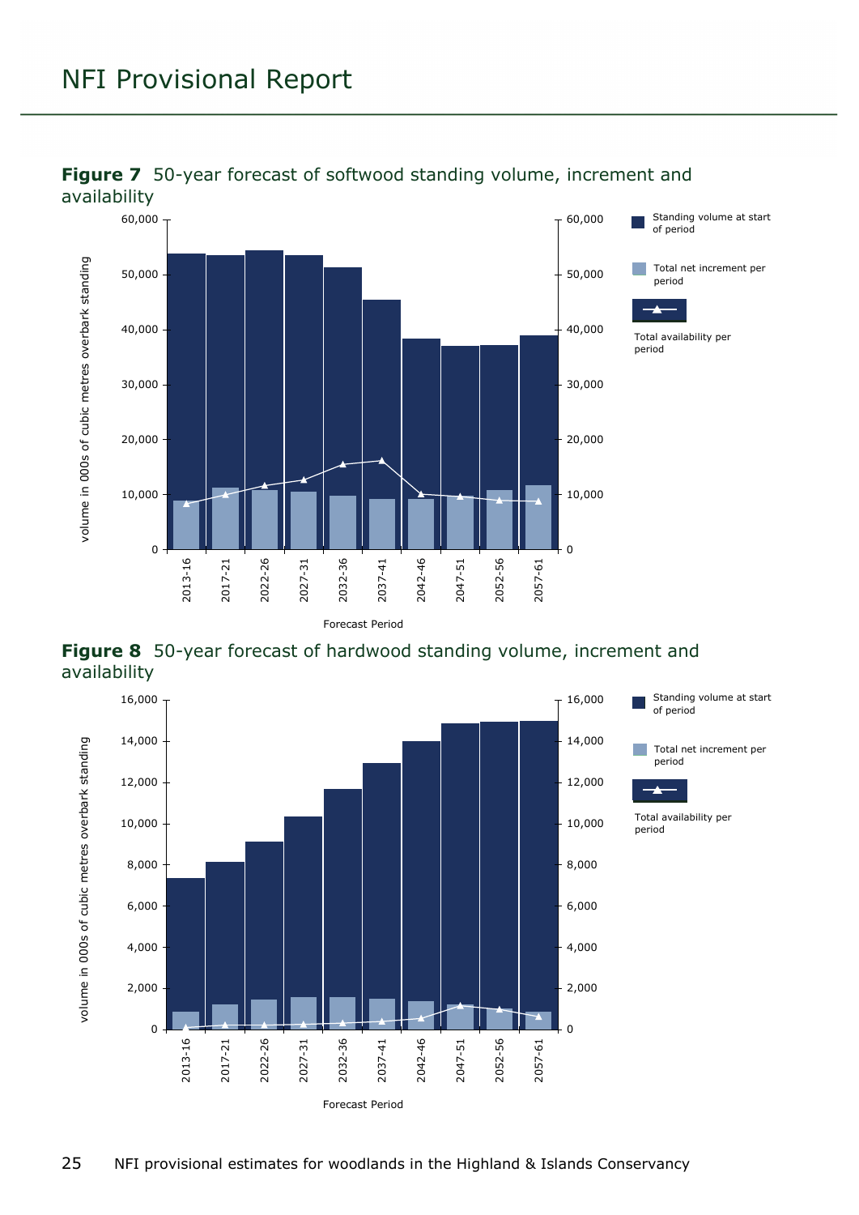**Figure 7** 50-year forecast of softwood standing volume, increment and availability

**Figure 8** 50-year forecast of hardwood standing volume, increment and availability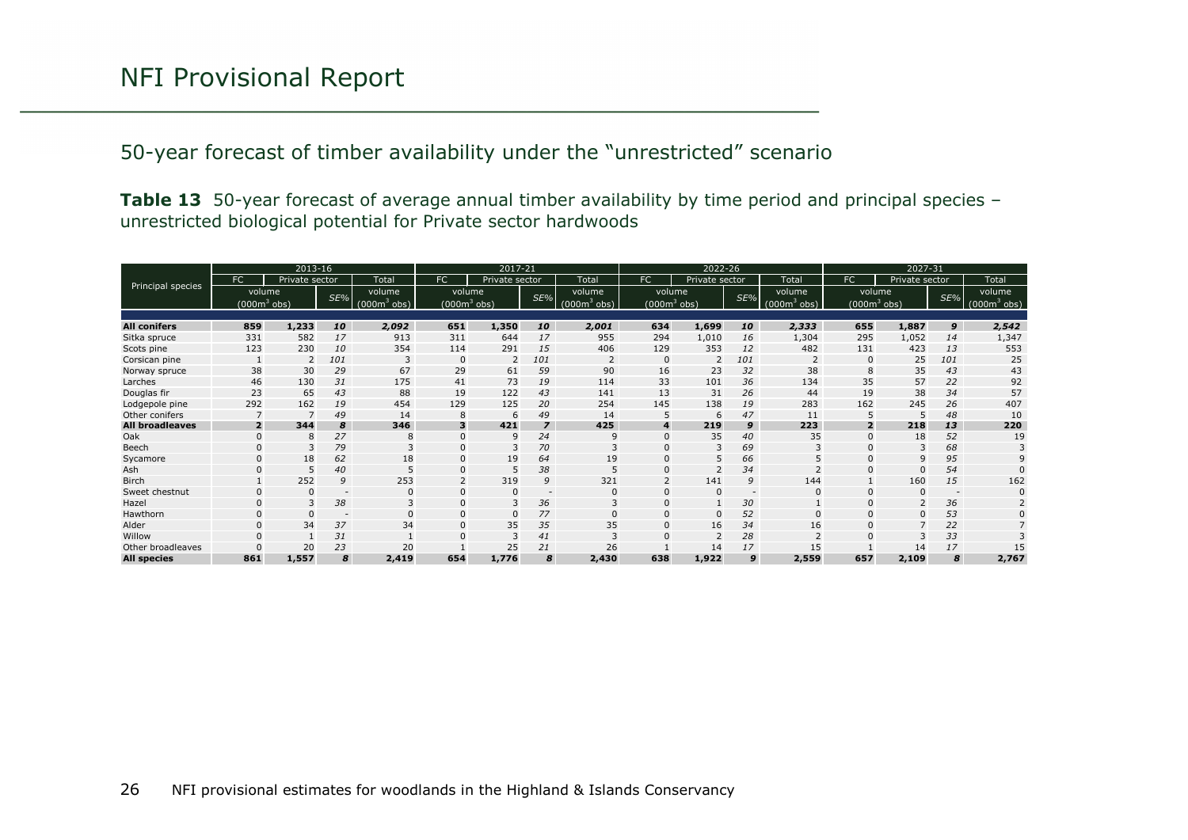# NFI Provisional Report

## 50-year forecast of timber availability under the "unrestricted" scenario

**Table 13** 50-year forecast of average annual timber availability by time period and principal species – unrestricted biological potential for Private sector hardwoods

| Principal species | 2013-16 | | | | 2017-21 | | | | 2022-26 | | | | 2027-31 | | | |
|---|---|---|---|---|---|---|---|---|---|---|---|---|---|---|---|---|
| | FC | Private sector | | Total | FC | Private sector | | Total | FC | Private sector | | Total | FC | Private sector | | Total |
| | volume ($000m^3$ obs) | | SE% | volume ($000m^3$ obs) | volume ($000m^3$ obs) | | SE% | volume ($000m^3$ obs) | volume ($000m^3$ obs) | | SE% | volume ($000m^3$ obs) | volume ($000m^3$ obs) | | SE% | volume ($000m^3$ obs) |
| **All conifers** | **859** | **1,233** | ***10*** | ***2,092*** | **651** | **1,350** | ***10*** | ***2,001*** | **634** | **1,699** | ***10*** | ***2,333*** | **655** | **1,887** | ***9*** | ***2,542*** |
| Sitka spruce | 331 | 582 | *17* | 913 | 311 | 644 | *17* | 955 | 294 | 1,010 | *16* | 1,304 | 295 | 1,052 | *14* | 1,347 |
| Scots pine | 123 | 230 | *10* | 354 | 114 | 291 | *15* | 406 | 129 | 353 | *12* | 482 | 131 | 423 | *13* | 553 |
| Corsican pine | 1 | 2 | *101* | 3 | 0 | 2 | *101* | 2 | 0 | 2 | *101* | 2 | 0 | 25 | *101* | 25 |
| Norway spruce | 38 | 30 | *29* | 67 | 29 | 61 | *59* | 90 | 16 | 23 | *32* | 38 | 8 | 35 | *43* | 43 |
| Larches | 46 | 130 | *31* | 175 | 41 | 73 | *19* | 114 | 33 | 101 | *36* | 134 | 35 | 57 | *22* | 92 |
| Douglas fir | 23 | 65 | *43* | 88 | 19 | 122 | *43* | 141 | 13 | 31 | *26* | 44 | 19 | 38 | *34* | 57 |
| Lodgepole pine | 292 | 162 | *19* | 454 | 129 | 125 | *20* | 254 | 145 | 138 | *19* | 283 | 162 | 245 | *26* | 407 |
| Other conifers | 7 | 7 | *49* | 14 | 8 | 6 | *49* | 14 | 5 | 6 | *47* | 11 | 5 | 5 | *48* | 10 |
| **All broadleaves** | **2** | **344** | ***8*** | **346** | **3** | **421** | ***7*** | **425** | **4** | **219** | ***9*** | **223** | **2** | **218** | ***13*** | **220** |
| Oak | 0 | 8 | *27* | 8 | 0 | 9 | *24* | 9 | 0 | 35 | *40* | 35 | 0 | 18 | *52* | 19 |
| Beech | 0 | 3 | *79* | 3 | 0 | 3 | *70* | 3 | 0 | 3 | *69* | 3 | 0 | 3 | *68* | 3 |
| Sycamore | 0 | 18 | *62* | 18 | 0 | 19 | *64* | 19 | 0 | 5 | *66* | 5 | 0 | 9 | *95* | 9 |
| Ash | 0 | 5 | *40* | 5 | 0 | 5 | *38* | 5 | 0 | 2 | *34* | 2 | 0 | 0 | *54* | 0 |
| Birch | 1 | 252 | *9* | 253 | 2 | 319 | *9* | 321 | 2 | 141 | *9* | 144 | 1 | 160 | *15* | 162 |
| Sweet chestnut | 0 | 0 | - | 0 | 0 | 0 | - | 0 | 0 | 0 | - | 0 | 0 | 0 | - | 0 |
| Hazel | 0 | 3 | *38* | 3 | 0 | 3 | *36* | 3 | 0 | 1 | *30* | 1 | 0 | 2 | *36* | 2 |
| Hawthorn | 0 | 0 | - | 0 | 0 | 0 | *77* | 0 | 0 | 0 | *52* | 0 | 0 | 0 | *53* | 0 |
| Alder | 0 | 34 | *37* | 34 | 0 | 35 | *35* | 35 | 0 | 16 | *34* | 16 | 0 | 7 | *22* | 7 |
| Willow | 0 | 1 | *31* | 1 | 0 | 3 | *41* | 3 | 0 | 2 | *28* | 2 | 0 | 3 | *33* | 3 |
| Other broadleaves | 0 | 20 | *23* | 20 | 1 | 25 | *21* | 26 | 1 | 14 | *17* | 15 | 1 | 14 | *17* | 15 |
| **All species** | **861** | **1,557** | ***8*** | **2,419** | **654** | **1,776** | ***8*** | **2,430** | **638** | **1,922** | ***9*** | **2,559** | **657** | **2,109** | ***8*** | **2,767** |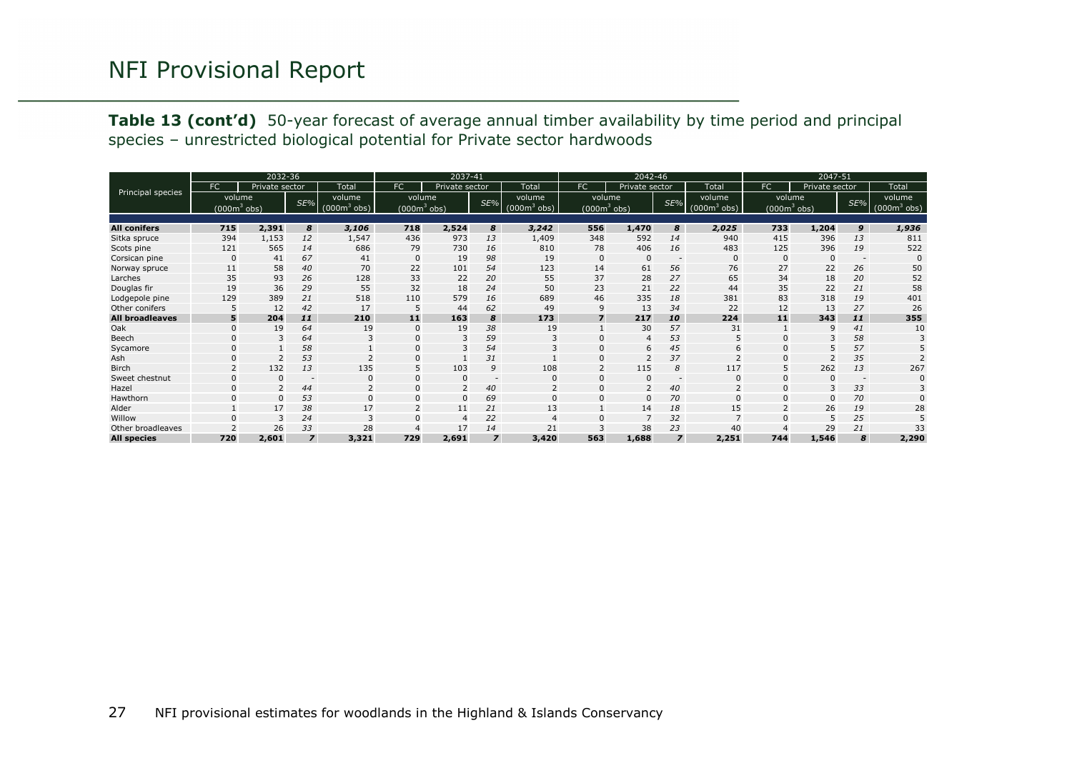# NFI Provisional Report

**Table 13 (cont'd)** 50-year forecast of average annual timber availability by time period and principal species – unrestricted biological potential for Private sector hardwoods

| Principal species | 2032-36 | | | | 2037-41 | | | | 2042-46 | | | | 2047-51 | | | |
|---|---|---|---|---|---|---|---|---|---|---|---|---|---|---|---|---|
| | FC | Private sector | | Total | FC | Private sector | | Total | FC | Private sector | | Total | FC | Private sector | | Total |
| | volume ($000m^3$ obs) | | SE% | volume ($000m^3$ obs) | volume ($000m^3$ obs) | | SE% | volume ($000m^3$ obs) | volume ($000m^3$ obs) | | SE% | volume ($000m^3$ obs) | volume ($000m^3$ obs) | | SE% | volume ($000m^3$ obs) |
| **All conifers** | **715** | **2,391** | ***8*** | ***3,106*** | **718** | **2,524** | ***8*** | ***3,242*** | **556** | **1,470** | ***8*** | ***2,025*** | **733** | **1,204** | ***9*** | ***1,936*** |
| Sitka spruce | 394 | 1,153 | *12* | 1,547 | 436 | 973 | *13* | 1,409 | 348 | 592 | *14* | 940 | 415 | 396 | *13* | 811 |
| Scots pine | 121 | 565 | *14* | 686 | 79 | 730 | *16* | 810 | 78 | 406 | *16* | 483 | 125 | 396 | *19* | 522 |
| Corsican pine | 0 | 41 | *67* | 41 | 0 | 19 | *98* | 19 | 0 | 0 | - | 0 | 0 | 0 | - | 0 |
| Norway spruce | 11 | 58 | *40* | 70 | 22 | 101 | *54* | 123 | 14 | 61 | *56* | 76 | 27 | 22 | *26* | 50 |
| Larches | 35 | 93 | *26* | 128 | 33 | 22 | *20* | 55 | 37 | 28 | *27* | 65 | 34 | 18 | *20* | 52 |
| Douglas fir | 19 | 36 | *29* | 55 | 32 | 18 | *24* | 50 | 23 | 21 | *22* | 44 | 35 | 22 | *21* | 58 |
| Lodgepole pine | 129 | 389 | *21* | 518 | 110 | 579 | *16* | 689 | 46 | 335 | *18* | 381 | 83 | 318 | *19* | 401 |
| Other conifers | 5 | 12 | *42* | 17 | 5 | 44 | *62* | 49 | 9 | 13 | *34* | 22 | 12 | 13 | *27* | 26 |
| **All broadleaves** | **5** | **204** | ***11*** | **210** | **11** | **163** | ***8*** | **173** | **7** | **217** | ***10*** | **224** | **11** | **343** | ***11*** | **355** |
| Oak | 0 | 19 | *64* | 19 | 0 | 19 | *38* | 19 | 1 | 30 | *57* | 31 | 1 | 9 | *41* | 10 |
| Beech | 0 | 3 | *64* | 3 | 0 | 3 | *59* | 3 | 0 | 4 | *53* | 5 | 0 | 3 | *58* | 3 |
| Sycamore | 0 | 1 | *58* | 1 | 0 | 3 | *54* | 3 | 0 | 6 | *45* | 6 | 0 | 5 | *57* | 5 |
| Ash | 0 | 2 | *53* | 2 | 0 | 1 | *31* | 1 | 0 | 2 | *37* | 2 | 0 | 2 | *35* | 2 |
| Birch | 2 | 132 | *13* | 135 | 5 | 103 | *9* | 108 | 2 | 115 | *8* | 117 | 5 | 262 | *13* | 267 |
| Sweet chestnut | 0 | 0 | - | 0 | 0 | 0 | - | 0 | 0 | 0 | - | 0 | 0 | 0 | - | 0 |
| Hazel | 0 | 2 | *44* | 2 | 0 | 2 | *40* | 2 | 0 | 2 | *40* | 2 | 0 | 3 | *33* | 3 |
| Hawthorn | 0 | 0 | *53* | 0 | 0 | 0 | *69* | 0 | 0 | 0 | *70* | 0 | 0 | 0 | *70* | 0 |
| Alder | 1 | 17 | *38* | 17 | 2 | 11 | *21* | 13 | 1 | 14 | *18* | 15 | 2 | 26 | *19* | 28 |
| Willow | 0 | 3 | *24* | 3 | 0 | 4 | *22* | 4 | 0 | 7 | *32* | 7 | 0 | 5 | *25* | 5 |
| Other broadleaves | 2 | 26 | *33* | 28 | 4 | 17 | *14* | 21 | 3 | 38 | *23* | 40 | 4 | 29 | *21* | 33 |
| **All species** | **720** | **2,601** | ***7*** | **3,321** | **729** | **2,691** | ***7*** | **3,420** | **563** | **1,688** | ***7*** | **2,251** | **744** | **1,546** | ***8*** | **2,290** |

NFI provisional estimates for woodlands in the Highland & Islands Conservancy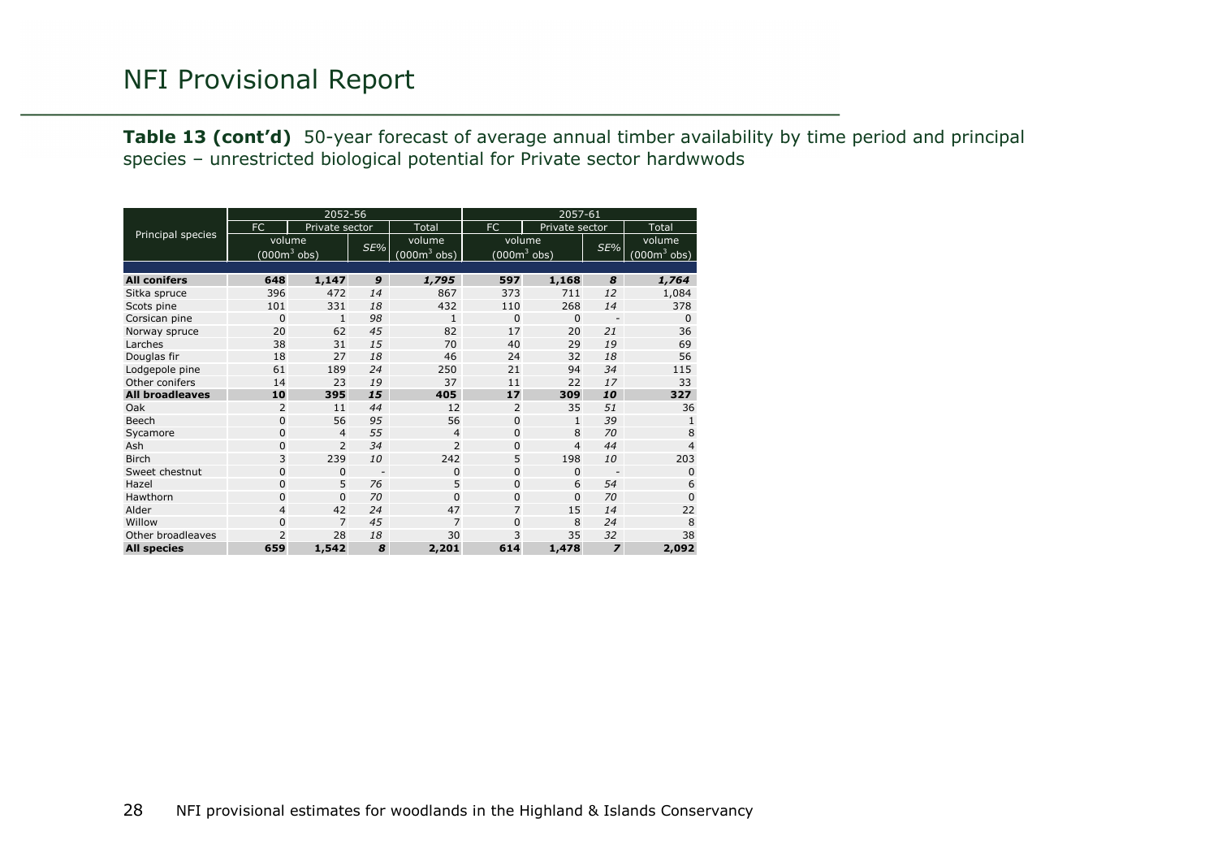**Table 13 (cont'd)** 50-year forecast of average annual timber availability by time period and principal species – unrestricted biological potential for Private sector hardwwods

| Principal species | 2052-56 | | | | 2057-61 | | | |
|---|---|---|---|---|---|---|---|---|
| | FC | Private sector | | Total | FC | Private sector | | Total |
| | volume ($000m^3$ obs) | | SE% | volume ($000m^3$ obs) | volume ($000m^3$ obs) | | SE% | volume ($000m^3$ obs) |
| **All conifers** | **648** | **1,147** | ***9*** | ***1,795*** | **597** | **1,168** | ***8*** | ***1,764*** |
| Sitka spruce | 396 | 472 | *14* | 867 | 373 | 711 | *12* | 1,084 |
| Scots pine | 101 | 331 | *18* | 432 | 110 | 268 | *14* | 378 |
| Corsican pine | 0 | 1 | *98* | 1 | 0 | 0 | - | 0 |
| Norway spruce | 20 | 62 | *45* | 82 | 17 | 20 | *21* | 36 |
| Larches | 38 | 31 | *15* | 70 | 40 | 29 | *19* | 69 |
| Douglas fir | 18 | 27 | *18* | 46 | 24 | 32 | *18* | 56 |
| Lodgepole pine | 61 | 189 | *24* | 250 | 21 | 94 | *34* | 115 |
| Other conifers | 14 | 23 | *19* | 37 | 11 | 22 | *17* | 33 |
| **All broadleaves** | **10** | **395** | ***15*** | **405** | **17** | **309** | ***10*** | **327** |
| Oak | 2 | 11 | *44* | 12 | 2 | 35 | *51* | 36 |
| Beech | 0 | 56 | *95* | 56 | 0 | 1 | *39* | 1 |
| Sycamore | 0 | 4 | *55* | 4 | 0 | 8 | *70* | 8 |
| Ash | 0 | 2 | *34* | 2 | 0 | 4 | *44* | 4 |
| Birch | 3 | 239 | *10* | 242 | 5 | 198 | *10* | 203 |
| Sweet chestnut | 0 | 0 | - | 0 | 0 | 0 | - | 0 |
| Hazel | 0 | 5 | *76* | 5 | 0 | 6 | *54* | 6 |
| Hawthorn | 0 | 0 | *70* | 0 | 0 | 0 | *70* | 0 |
| Alder | 4 | 42 | *24* | 47 | 7 | 15 | *14* | 22 |
| Willow | 0 | 7 | *45* | 7 | 0 | 8 | *24* | 8 |
| Other broadleaves | 2 | 28 | *18* | 30 | 3 | 35 | *32* | 38 |
| **All species** | **659** | **1,542** | ***8*** | **2,201** | **614** | **1,478** | ***7*** | **2,092** |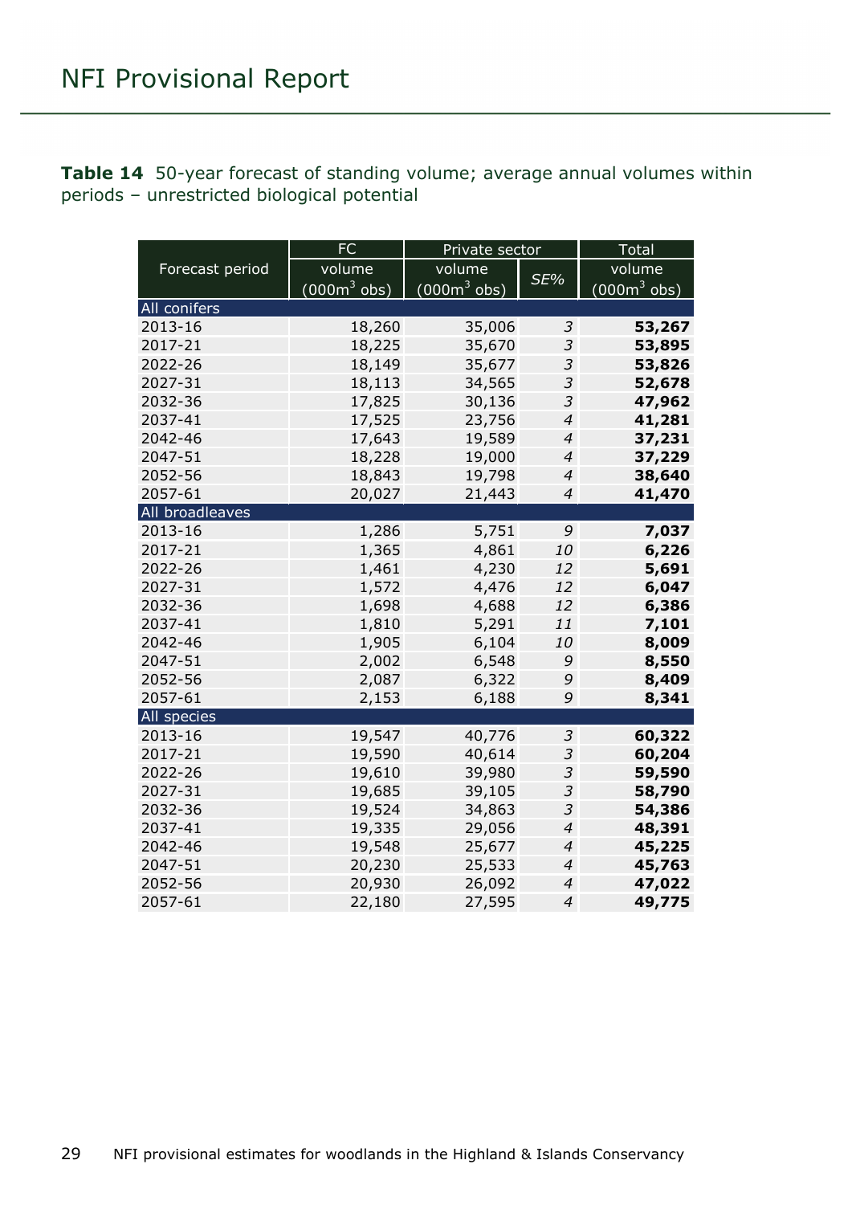**Table 14** 50-year forecast of standing volume; average annual volumes within periods – unrestricted biological potential

| Forecast period | FC | Private sector | | Total |
|---|---|---|---|---|
| | volume ($000m^3$ obs) | volume ($000m^3$ obs) | *SE%* | volume ($000m^3$ obs) |
| **All conifers** | | | | |
| 2013-16 | 18,260 | 35,006 | *3* | **53,267** |
| 2017-21 | 18,225 | 35,670 | *3* | **53,895** |
| 2022-26 | 18,149 | 35,677 | *3* | **53,826** |
| 2027-31 | 18,113 | 34,565 | *3* | **52,678** |
| 2032-36 | 17,825 | 30,136 | *3* | **47,962** |
| 2037-41 | 17,525 | 23,756 | *4* | **41,281** |
| 2042-46 | 17,643 | 19,589 | *4* | **37,231** |
| 2047-51 | 18,228 | 19,000 | *4* | **37,229** |
| 2052-56 | 18,843 | 19,798 | *4* | **38,640** |
| 2057-61 | 20,027 | 21,443 | *4* | **41,470** |
| **All broadleaves** | | | | |
| 2013-16 | 1,286 | 5,751 | *9* | **7,037** |
| 2017-21 | 1,365 | 4,861 | *10* | **6,226** |
| 2022-26 | 1,461 | 4,230 | *12* | **5,691** |
| 2027-31 | 1,572 | 4,476 | *12* | **6,047** |
| 2032-36 | 1,698 | 4,688 | *12* | **6,386** |
| 2037-41 | 1,810 | 5,291 | *11* | **7,101** |
| 2042-46 | 1,905 | 6,104 | *10* | **8,009** |
| 2047-51 | 2,002 | 6,548 | *9* | **8,550** |
| 2052-56 | 2,087 | 6,322 | *9* | **8,409** |
| 2057-61 | 2,153 | 6,188 | *9* | **8,341** |
| **All species** | | | | |
| 2013-16 | 19,547 | 40,776 | *3* | **60,322** |
| 2017-21 | 19,590 | 40,614 | *3* | **60,204** |
| 2022-26 | 19,610 | 39,980 | *3* | **59,590** |
| 2027-31 | 19,685 | 39,105 | *3* | **58,790** |
| 2032-36 | 19,524 | 34,863 | *3* | **54,386** |
| 2037-41 | 19,335 | 29,056 | *4* | **48,391** |
| 2042-46 | 19,548 | 25,677 | *4* | **45,225** |
| 2047-51 | 20,230 | 25,533 | *4* | **45,763** |
| 2052-56 | 20,930 | 26,092 | *4* | **47,022** |
| 2057-61 | 22,180 | 27,595 | *4* | **49,775** |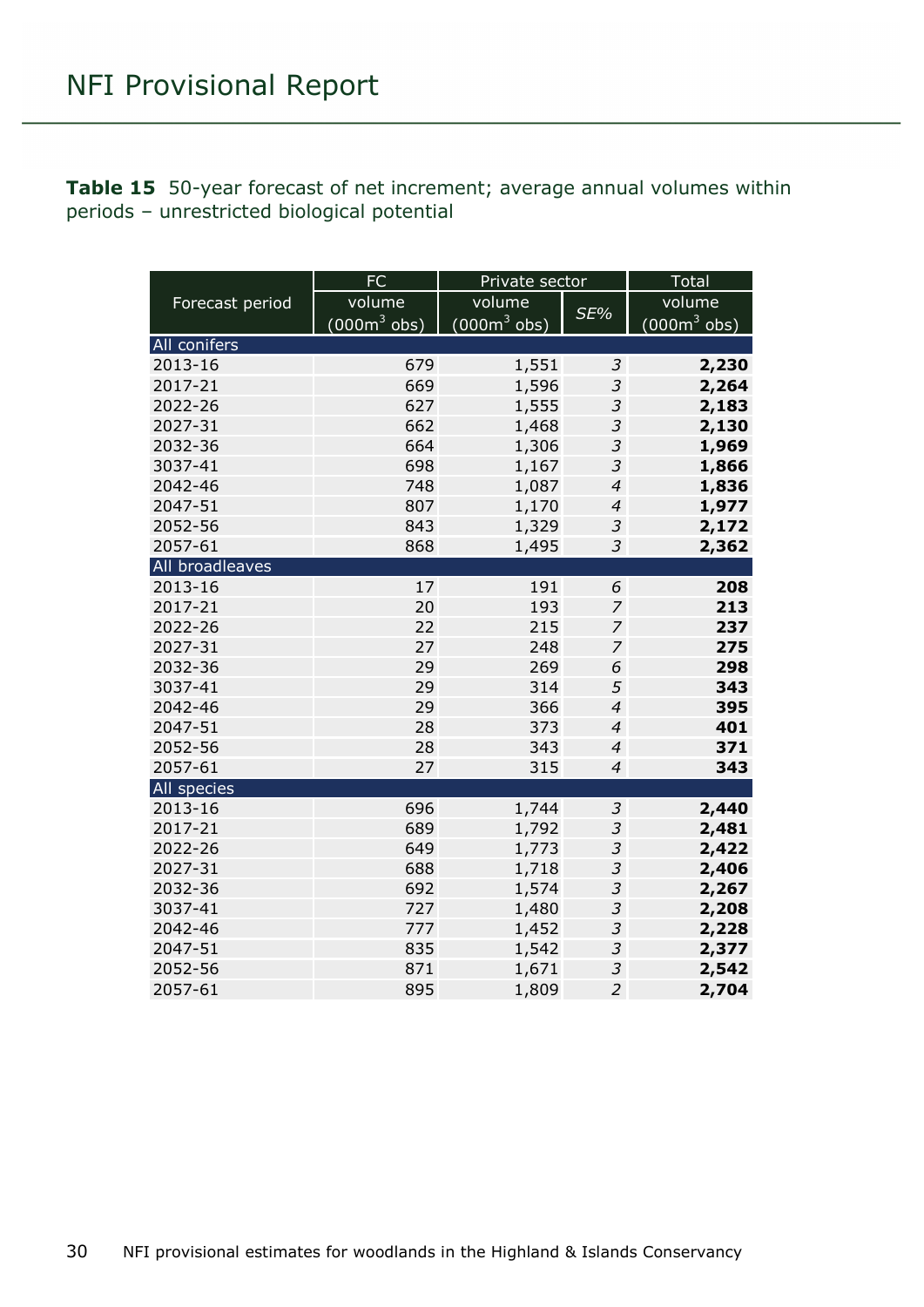**Table 15** 50-year forecast of net increment; average annual volumes within periods – unrestricted biological potential

| Forecast period | FC | Private sector | | Total |
|---|---|---|---|---|
| | volume (000m$^3$ obs) | volume (000m$^3$ obs) | *SE%* | volume (000m$^3$ obs) |
| **All conifers** | | | | |
| 2013-16 | 679 | 1,551 | *3* | **2,230** |
| 2017-21 | 669 | 1,596 | *3* | **2,264** |
| 2022-26 | 627 | 1,555 | *3* | **2,183** |
| 2027-31 | 662 | 1,468 | *3* | **2,130** |
| 2032-36 | 664 | 1,306 | *3* | **1,969** |
| 3037-41 | 698 | 1,167 | *3* | **1,866** |
| 2042-46 | 748 | 1,087 | *4* | **1,836** |
| 2047-51 | 807 | 1,170 | *4* | **1,977** |
| 2052-56 | 843 | 1,329 | *3* | **2,172** |
| 2057-61 | 868 | 1,495 | *3* | **2,362** |
| **All broadleaves** | | | | |
| 2013-16 | 17 | 191 | *6* | **208** |
| 2017-21 | 20 | 193 | *7* | **213** |
| 2022-26 | 22 | 215 | *7* | **237** |
| 2027-31 | 27 | 248 | *7* | **275** |
| 2032-36 | 29 | 269 | *6* | **298** |
| 3037-41 | 29 | 314 | *5* | **343** |
| 2042-46 | 29 | 366 | *4* | **395** |
| 2047-51 | 28 | 373 | *4* | **401** |
| 2052-56 | 28 | 343 | *4* | **371** |
| 2057-61 | 27 | 315 | *4* | **343** |
| **All species** | | | | |
| 2013-16 | 696 | 1,744 | *3* | **2,440** |
| 2017-21 | 689 | 1,792 | *3* | **2,481** |
| 2022-26 | 649 | 1,773 | *3* | **2,422** |
| 2027-31 | 688 | 1,718 | *3* | **2,406** |
| 2032-36 | 692 | 1,574 | *3* | **2,267** |
| 3037-41 | 727 | 1,480 | *3* | **2,208** |
| 2042-46 | 777 | 1,452 | *3* | **2,228** |
| 2047-51 | 835 | 1,542 | *3* | **2,377** |
| 2052-56 | 871 | 1,671 | *3* | **2,542** |
| 2057-61 | 895 | 1,809 | *2* | **2,704** |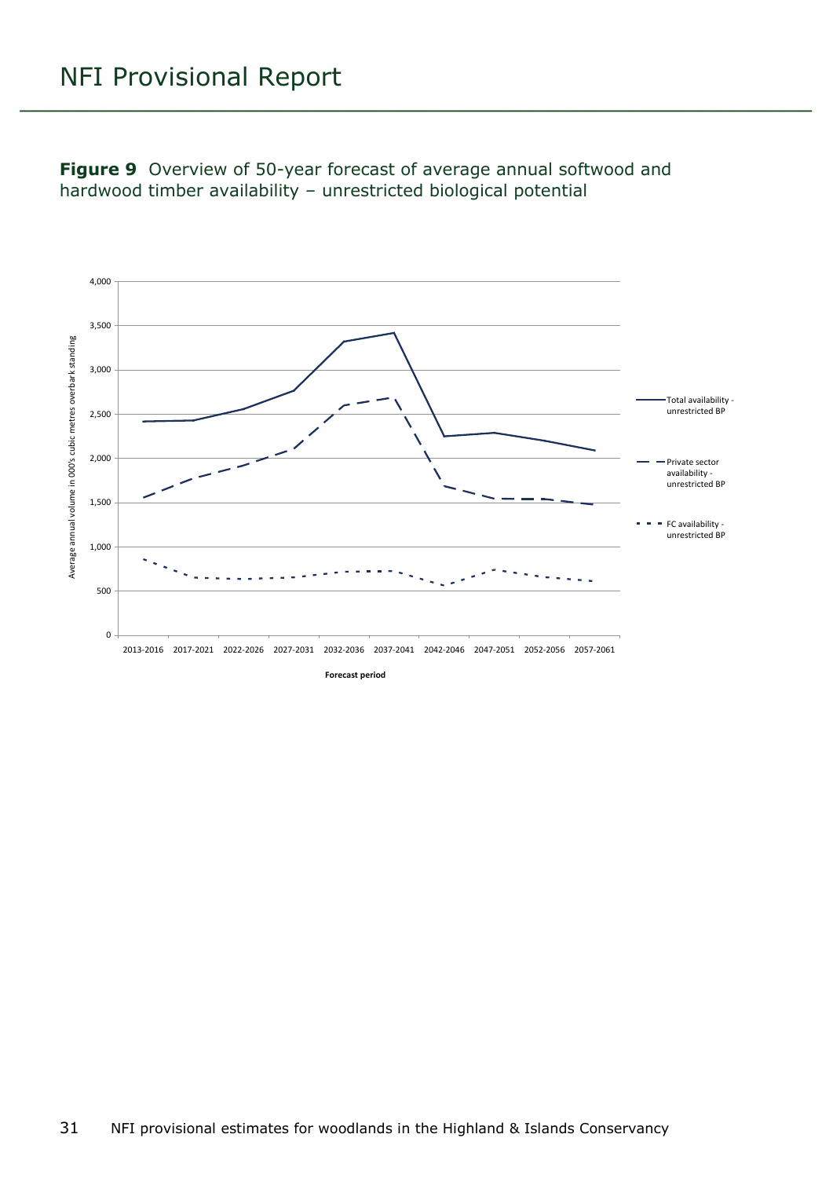**Figure 9** Overview of 50-year forecast of average annual softwood and hardwood timber availability – unrestricted biological potential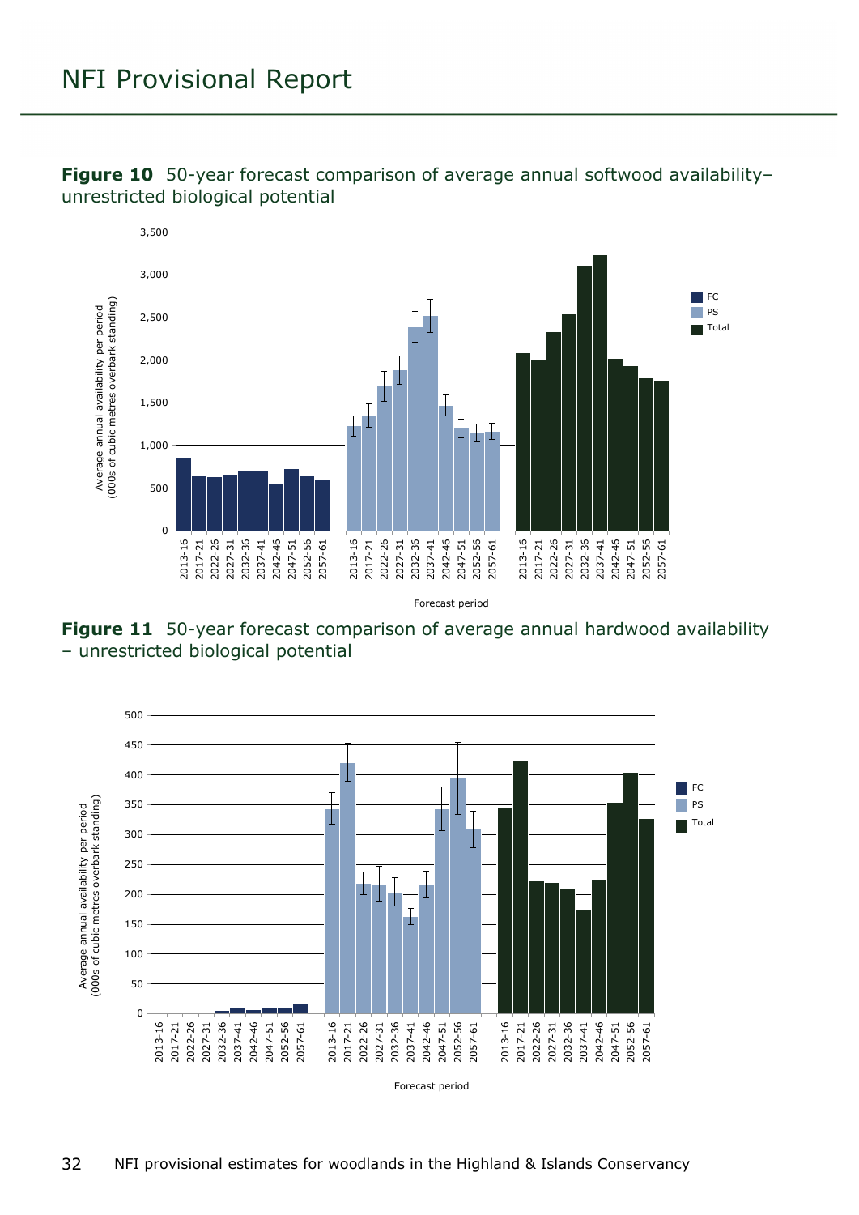**Figure 10** 50-year forecast comparison of average annual softwood availability– unrestricted biological potential

**Figure 11** 50-year forecast comparison of average annual hardwood availability – unrestricted biological potential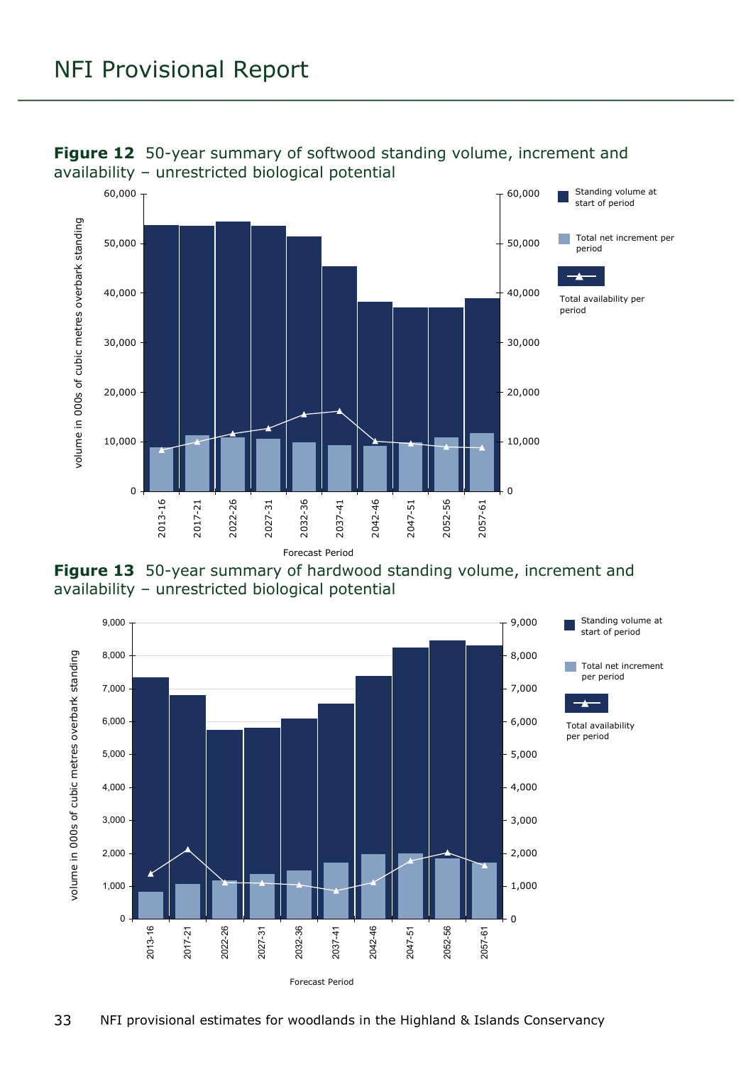**Figure 12** 50-year summary of softwood standing volume, increment and availability – unrestricted biological potential

**Figure 13** 50-year summary of hardwood standing volume, increment and availability – unrestricted biological potential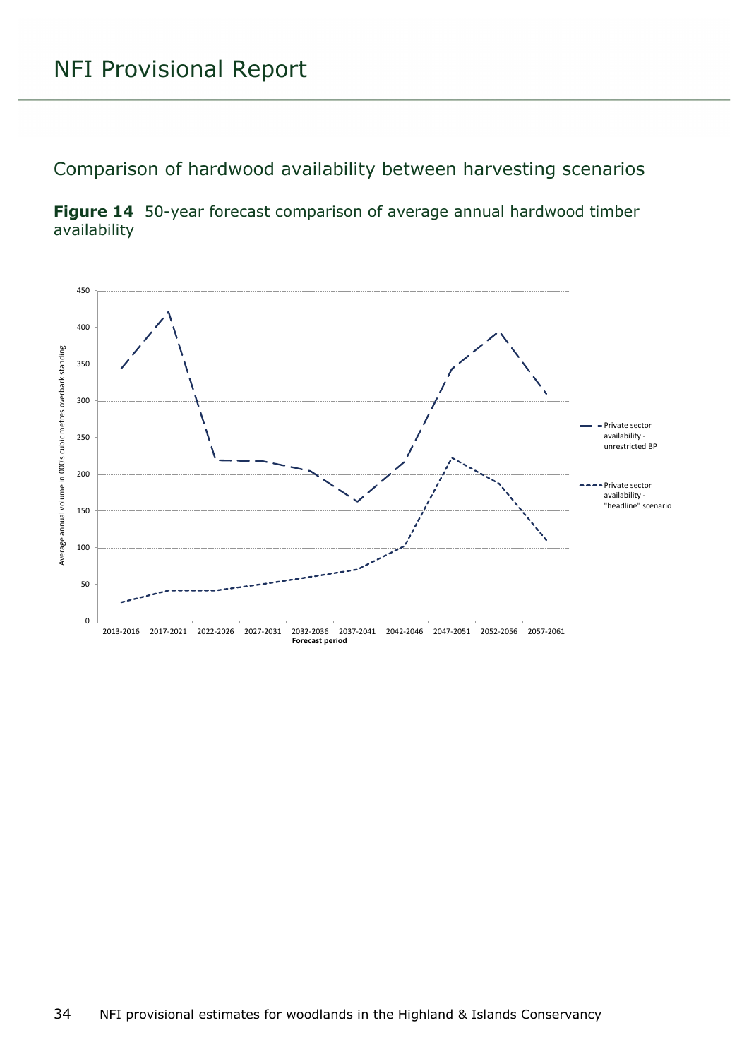## Comparison of hardwood availability between harvesting scenarios

**Figure 14** 50-year forecast comparison of average annual hardwood timber availability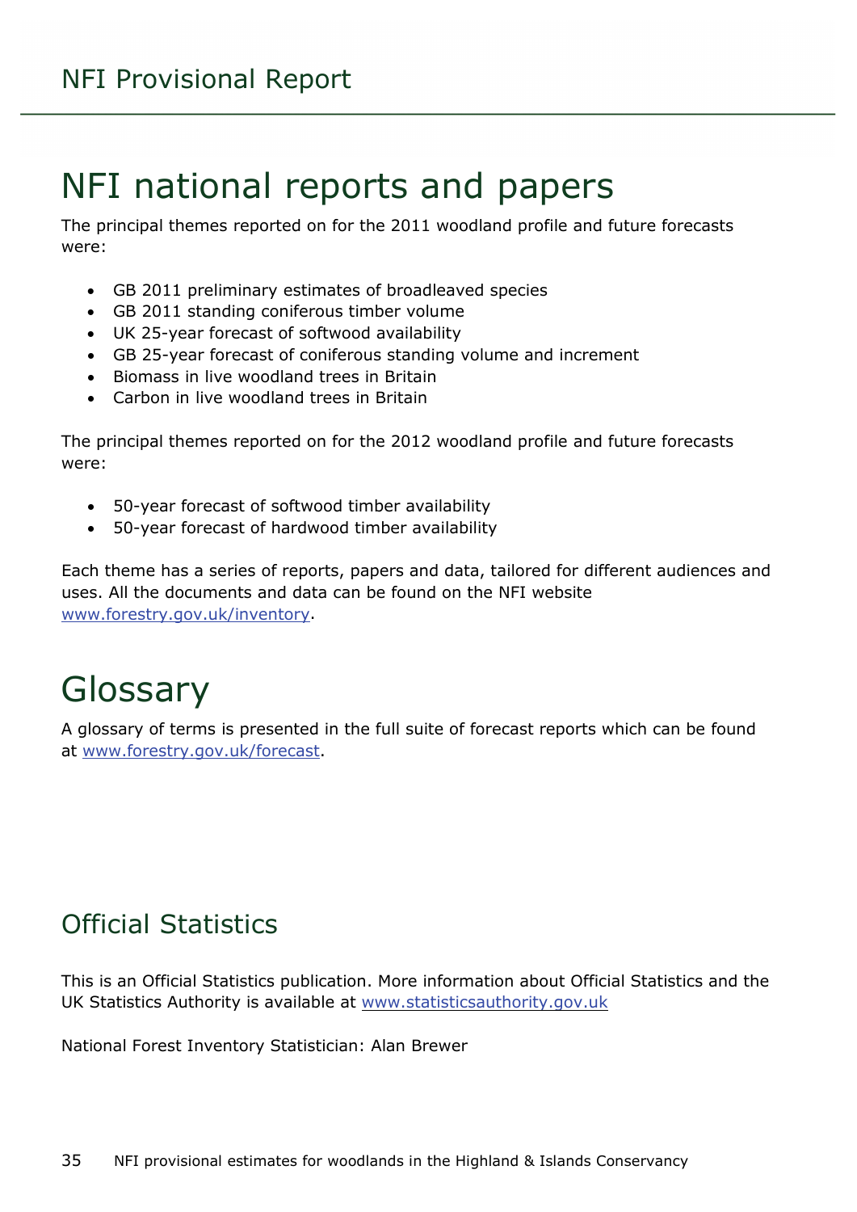# NFI national reports and papers

The principal themes reported on for the 2011 woodland profile and future forecasts were:

- GB 2011 preliminary estimates of broadleaved species
- GB 2011 standing coniferous timber volume
- UK 25-year forecast of softwood availability
- GB 25-year forecast of coniferous standing volume and increment
- Biomass in live woodland trees in Britain
- Carbon in live woodland trees in Britain

The principal themes reported on for the 2012 woodland profile and future forecasts were:

- 50-year forecast of softwood timber availability
- 50-year forecast of hardwood timber availability

Each theme has a series of reports, papers and data, tailored for different audiences and uses. All the documents and data can be found on the NFI website www.forestry.gov.uk/inventory.

# Glossary

A glossary of terms is presented in the full suite of forecast reports which can be found at www.forestry.gov.uk/forecast.

## Official Statistics

This is an Official Statistics publication. More information about Official Statistics and the UK Statistics Authority is available at www.statisticsauthority.gov.uk

National Forest Inventory Statistician: Alan Brewer